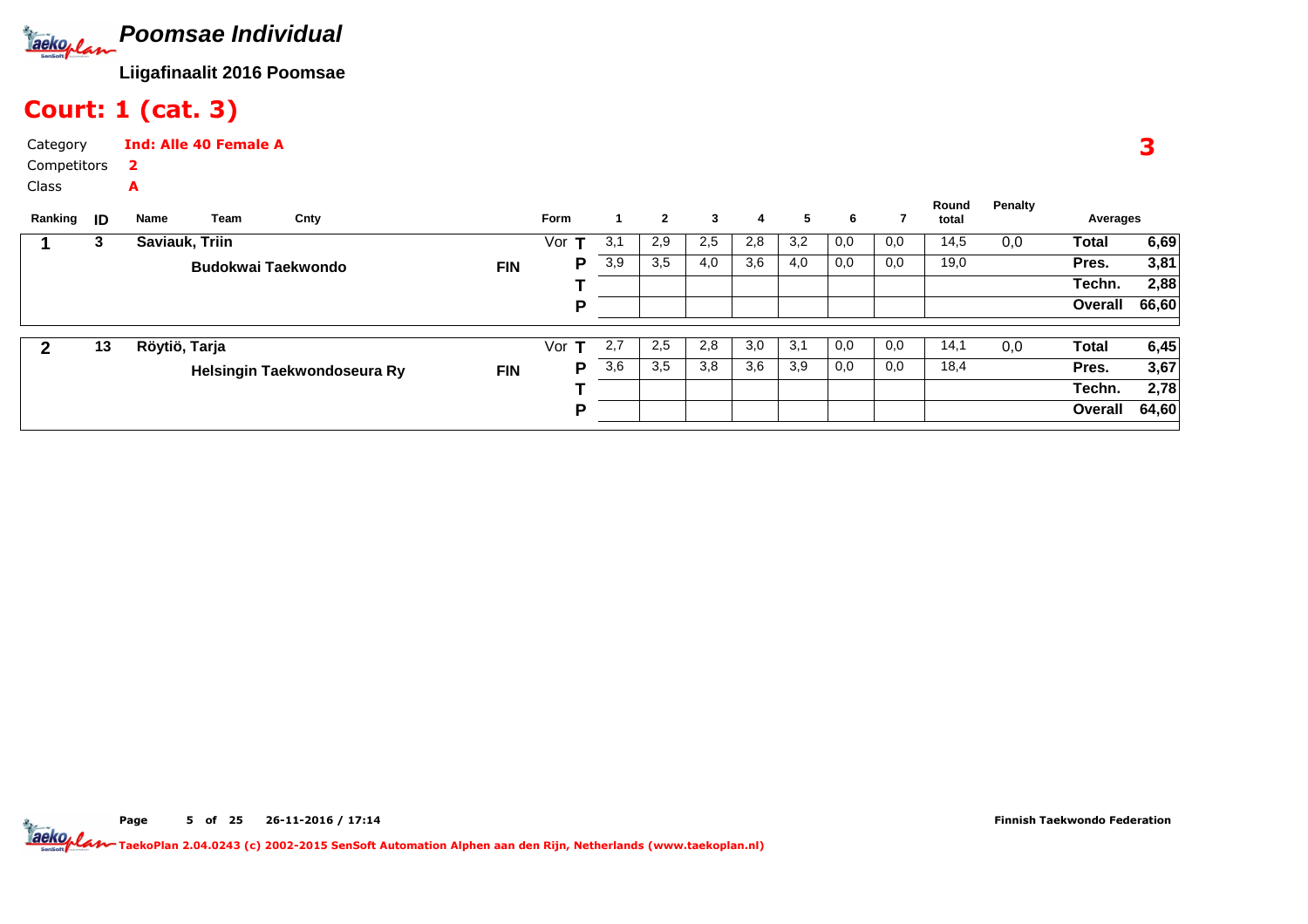# Poomsae Individual

**Liigafinaalit 2016 Poomsae**

## Court: 1 (cat. 3)

Category **Ind: Alle 40 Female A**

Competitors **2**

Class **A**

**3**

| Ranking | ID | Name | Team | Cnty | Form | | 1 | 2 | 3 | 4 | 5 | 6 | 7 | Round total | Penalty | Averages | |
|---|---|---|---|---|---|---|---|---|---|---|---|---|---|---|---|---|---|
| **1** | **3** | **Saviauk, Triin** | | | Vor | **T** | 3,1 | 2,9 | 2,5 | 2,8 | 3,2 | 0,0 | 0,0 | 14,5 | 0,0 | **Total** | **6,69** |
| | | | **Budokwai Taekwondo** | **FIN** | | **P** | 3,9 | 3,5 | 4,0 | 3,6 | 4,0 | 0,0 | 0,0 | 19,0 | | **Pres.** | **3,81** |
| | | | | | | **T** | | | | | | | | | | **Techn.** | **2,88** |
| | | | | | | **P** | | | | | | | | | | **Overall** | **66,60** |
| **2** | **13** | **Röytiö, Tarja** | | | Vor | **T** | 2,7 | 2,5 | 2,8 | 3,0 | 3,1 | 0,0 | 0,0 | 14,1 | 0,0 | **Total** | **6,45** |
| | | | **Helsingin Taekwondoseura Ry** | **FIN** | | **P** | 3,6 | 3,5 | 3,8 | 3,6 | 3,9 | 0,0 | 0,0 | 18,4 | | **Pres.** | **3,67** |
| | | | | | | **T** | | | | | | | | | | **Techn.** | **2,78** |
| | | | | | | **P** | | | | | | | | | | **Overall** | **64,60** |

Page 5 of 25 26-11-2016 / 17:14 Finnish Taekwondo Federation

TaekoPlan 2.04.0243 (c) 2002-2015 SenSoft Automation Alphen aan den Rijn, Netherlands (www.taekoplan.nl)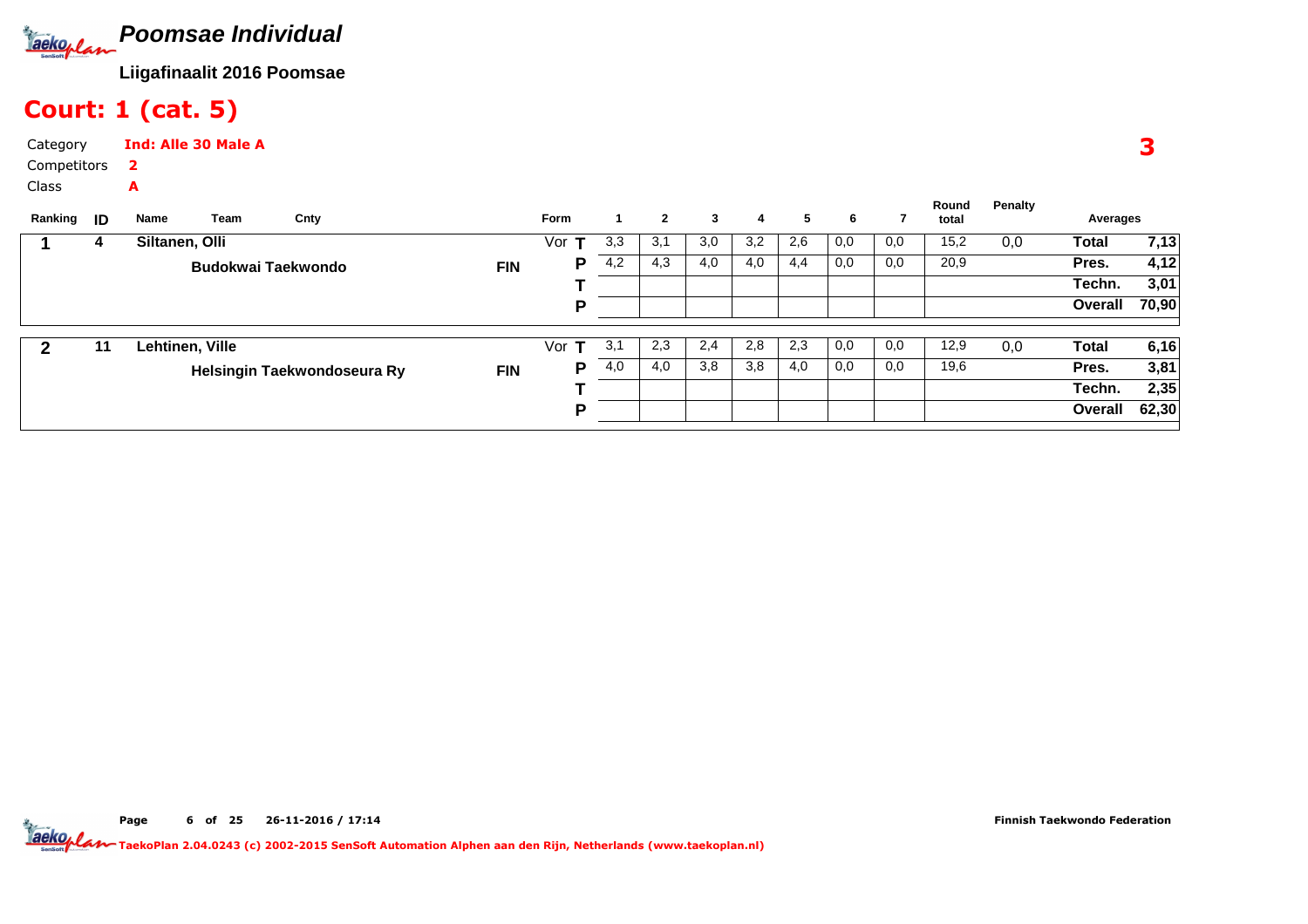# Poomsae Individual

**Liigafinaalit 2016 Poomsae**

## Court: 1 (cat. 5)

Category **Ind: Alle 30 Male A**

Competitors **2**

Class **A**

**3**

| Ranking | ID | Name | Team | Cnty | Form | | 1 | 2 | 3 | 4 | 5 | 6 | 7 | Round total | Penalty | Averages | |
|---|---|---|---|---|---|---|---|---|---|---|---|---|---|---|---|---|---|
| **1** | **4** | **Siltanen, Olli** | | | Vor | **T** | 3,3 | 3,1 | 3,0 | 3,2 | 2,6 | 0,0 | 0,0 | 15,2 | 0,0 | **Total** | **7,13** |
| | | | **Budokwai Taekwondo** | **FIN** | | **P** | 4,2 | 4,3 | 4,0 | 4,0 | 4,4 | 0,0 | 0,0 | 20,9 | | **Pres.** | **4,12** |
| | | | | | | **T** | | | | | | | | | | **Techn.** | **3,01** |
| | | | | | | **P** | | | | | | | | | | **Overall** | **70,90** |
| **2** | **11** | **Lehtinen, Ville** | | | Vor | **T** | 3,1 | 2,3 | 2,4 | 2,8 | 2,3 | 0,0 | 0,0 | 12,9 | 0,0 | **Total** | **6,16** |
| | | | **Helsingin Taekwondoseura Ry** | **FIN** | | **P** | 4,0 | 4,0 | 3,8 | 3,8 | 4,0 | 0,0 | 0,0 | 19,6 | | **Pres.** | **3,81** |
| | | | | | | **T** | | | | | | | | | | **Techn.** | **2,35** |
| | | | | | | **P** | | | | | | | | | | **Overall** | **62,30** |

Page 6 of 25 26-11-2016 / 17:14

Finnish Taekwondo Federation

TaekoPlan 2.04.0243 (c) 2002-2015 SenSoft Automation Alphen aan den Rijn, Netherlands (www.taekoplan.nl)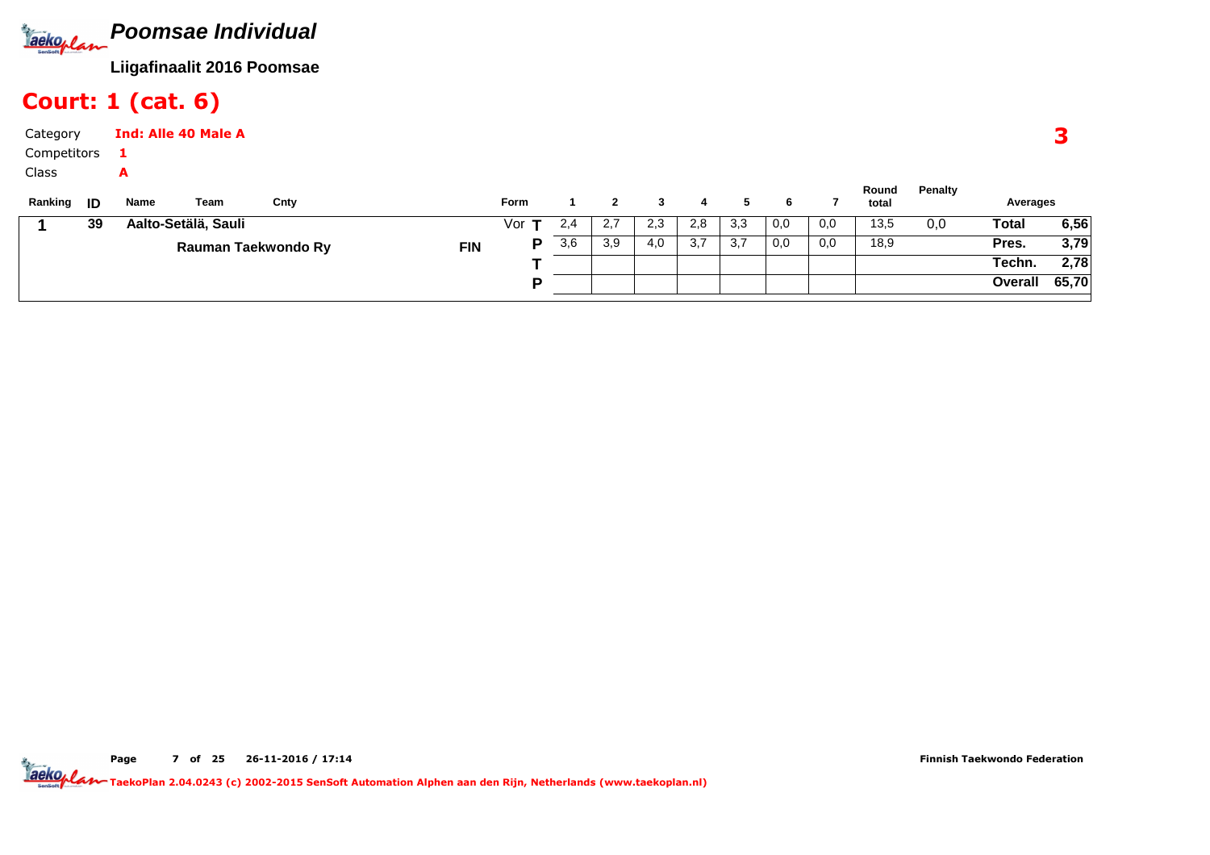# Poomsae Individual

**Liigafinaalit 2016 Poomsae**

## Court: 1 (cat. 6)

Category **Ind: Alle 40 Male A**

Competitors **1**

Class **A**

**3**

| Ranking | ID | Name / Team | Cnty | Form | | 1 | 2 | 3 | 4 | 5 | 6 | 7 | Round total | Penalty | Averages | |
|---|---|---|---|---|---|---|---|---|---|---|---|---|---|---|---|---|
| 1 | 39 | Aalto-Setälä, Sauli | | Vor | T | 2,4 | 2,7 | 2,3 | 2,8 | 3,3 | 0,0 | 0,0 | 13,5 | 0,0 | Total | 6,56 |
| | | Rauman Taekwondo Ry | FIN | | P | 3,6 | 3,9 | 4,0 | 3,7 | 3,7 | 0,0 | 0,0 | 18,9 | | Pres. | 3,79 |
| | | | | | T | | | | | | | | | | Techn. | 2,78 |
| | | | | | P | | | | | | | | | | Overall | 65,70 |

Finnish Taekwondo Federation

TaekoPlan 2.04.0243 (c) 2002-2015 SenSoft Automation Alphen aan den Rijn, Netherlands (www.taekoplan.nl)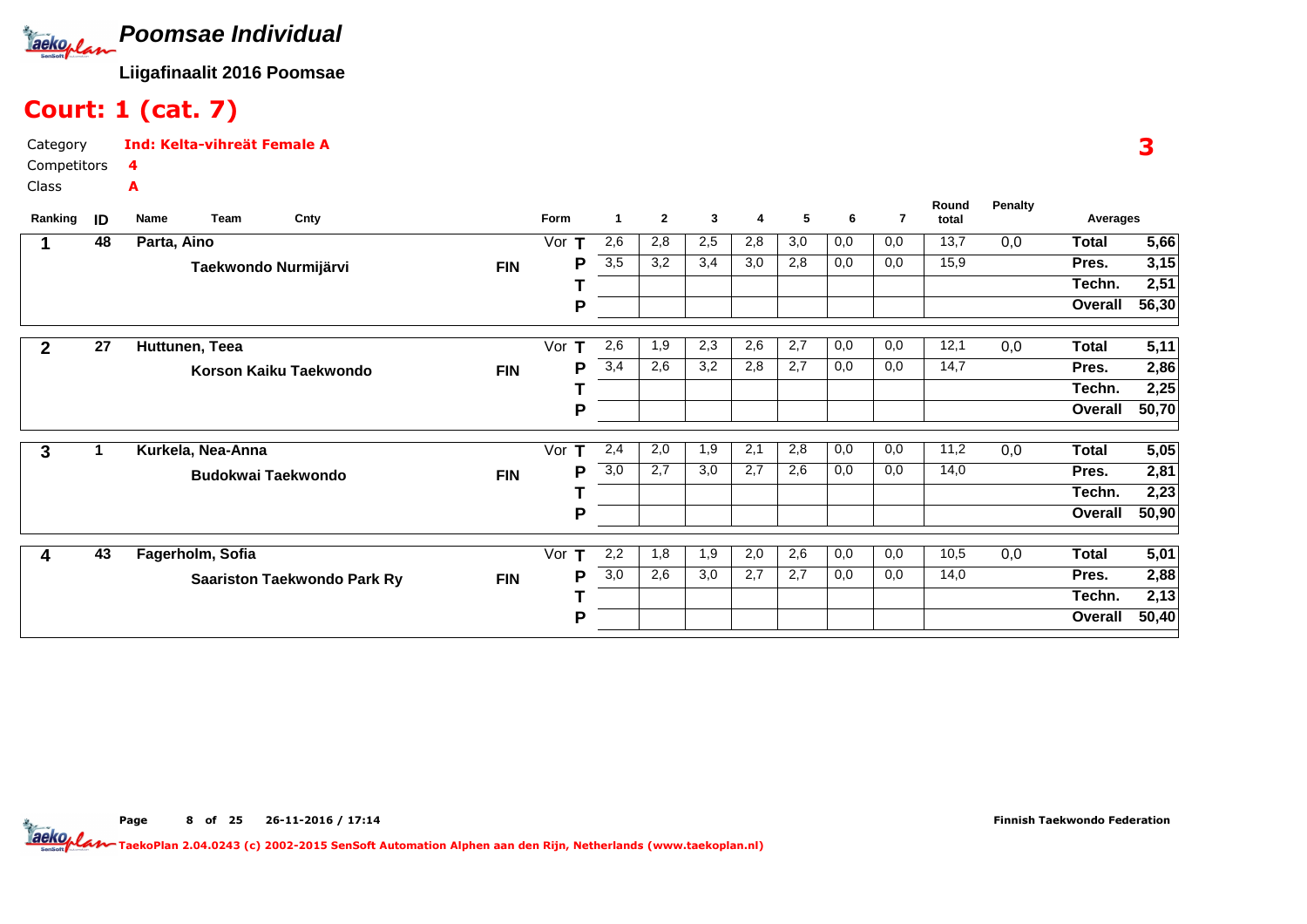# Poomsae Individual

**Liigafinaalit 2016 Poomsae**

## Court: 1 (cat. 7)

Category **Ind: Kelta-vihreät Female A**
Competitors **4**
Class **A**

**3**

| Ranking | ID | Name | Team | Cnty | Form | | 1 | 2 | 3 | 4 | 5 | 6 | 7 | Round total | Penalty | Averages | |
|---|---|---|---|---|---|---|---|---|---|---|---|---|---|---|---|---|---|
| **1** | **48** | **Parta, Aino** | | | Vor | **T** | 2,6 | 2,8 | 2,5 | 2,8 | 3,0 | 0,0 | 0,0 | 13,7 | 0,0 | **Total** | **5,66** |
| | | | **Taekwondo Nurmijärvi** | **FIN** | | **P** | 3,5 | 3,2 | 3,4 | 3,0 | 2,8 | 0,0 | 0,0 | 15,9 | | **Pres.** | **3,15** |
| | | | | | | **T** | | | | | | | | | | **Techn.** | **2,51** |
| | | | | | | **P** | | | | | | | | | | **Overall** | **56,30** |
| **2** | **27** | **Huttunen, Teea** | | | Vor | **T** | 2,6 | 1,9 | 2,3 | 2,6 | 2,7 | 0,0 | 0,0 | 12,1 | 0,0 | **Total** | **5,11** |
| | | | **Korson Kaiku Taekwondo** | **FIN** | | **P** | 3,4 | 2,6 | 3,2 | 2,8 | 2,7 | 0,0 | 0,0 | 14,7 | | **Pres.** | **2,86** |
| | | | | | | **T** | | | | | | | | | | **Techn.** | **2,25** |
| | | | | | | **P** | | | | | | | | | | **Overall** | **50,70** |
| **3** | **1** | **Kurkela, Nea-Anna** | | | Vor | **T** | 2,4 | 2,0 | 1,9 | 2,1 | 2,8 | 0,0 | 0,0 | 11,2 | 0,0 | **Total** | **5,05** |
| | | | **Budokwai Taekwondo** | **FIN** | | **P** | 3,0 | 2,7 | 3,0 | 2,7 | 2,6 | 0,0 | 0,0 | 14,0 | | **Pres.** | **2,81** |
| | | | | | | **T** | | | | | | | | | | **Techn.** | **2,23** |
| | | | | | | **P** | | | | | | | | | | **Overall** | **50,90** |
| **4** | **43** | **Fagerholm, Sofia** | | | Vor | **T** | 2,2 | 1,8 | 1,9 | 2,0 | 2,6 | 0,0 | 0,0 | 10,5 | 0,0 | **Total** | **5,01** |
| | | | **Saariston Taekwondo Park Ry** | **FIN** | | **P** | 3,0 | 2,6 | 3,0 | 2,7 | 2,7 | 0,0 | 0,0 | 14,0 | | **Pres.** | **2,88** |
| | | | | | | **T** | | | | | | | | | | **Techn.** | **2,13** |
| | | | | | | **P** | | | | | | | | | | **Overall** | **50,40** |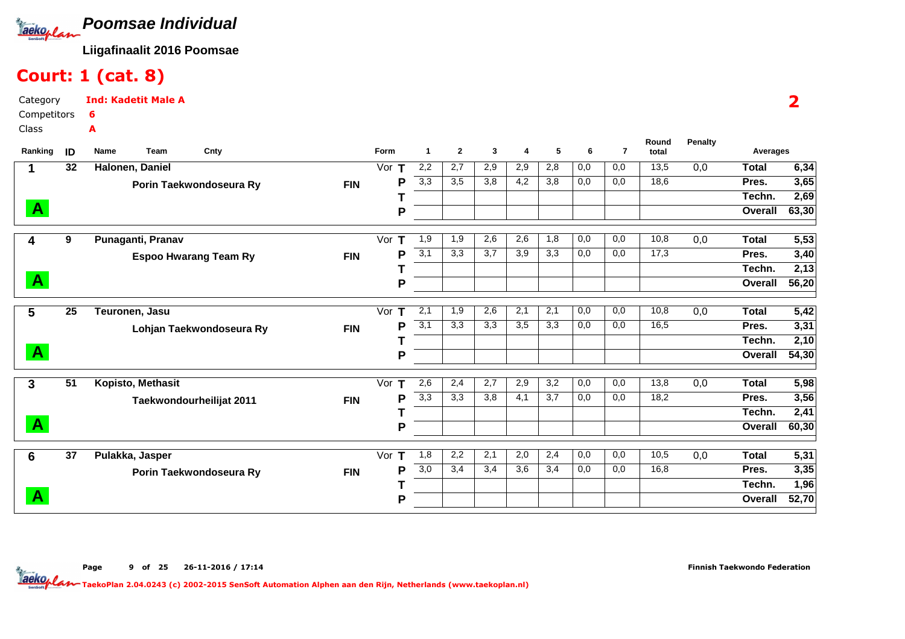# Poomsae Individual

**Liigafinaalit 2016 Poomsae**

## Court: 1 (cat. 8)

Category **Ind: Kadetit Male A**
Competitors **6**
Class **A**

**2**

| Ranking | ID | Name / Team | Cnty | Form | | 1 | 2 | 3 | 4 | 5 | 6 | 7 | Round total | Penalty | Averages | |
|---|---|---|---|---|---|---|---|---|---|---|---|---|---|---|---|---|
| 1 | 32 | Halonen, Daniel | | Vor | T | 2,2 | 2,7 | 2,9 | 2,9 | 2,8 | 0,0 | 0,0 | 13,5 | 0,0 | Total | 6,34 |
| | | Porin Taekwondoseura Ry | FIN | | P | 3,3 | 3,5 | 3,8 | 4,2 | 3,8 | 0,0 | 0,0 | 18,6 | | Pres. | 3,65 |
| | | | | | T | | | | | | | | | | Techn. | 2,69 |
| A | | | | | P | | | | | | | | | | Overall | 63,30 |
| 4 | 9 | Punaganti, Pranav | | Vor | T | 1,9 | 1,9 | 2,6 | 2,6 | 1,8 | 0,0 | 0,0 | 10,8 | 0,0 | Total | 5,53 |
| | | Espoo Hwarang Team Ry | FIN | | P | 3,1 | 3,3 | 3,7 | 3,9 | 3,3 | 0,0 | 0,0 | 17,3 | | Pres. | 3,40 |
| | | | | | T | | | | | | | | | | Techn. | 2,13 |
| A | | | | | P | | | | | | | | | | Overall | 56,20 |
| 5 | 25 | Teuronen, Jasu | | Vor | T | 2,1 | 1,9 | 2,6 | 2,1 | 2,1 | 0,0 | 0,0 | 10,8 | 0,0 | Total | 5,42 |
| | | Lohjan Taekwondoseura Ry | FIN | | P | 3,1 | 3,3 | 3,3 | 3,5 | 3,3 | 0,0 | 0,0 | 16,5 | | Pres. | 3,31 |
| | | | | | T | | | | | | | | | | Techn. | 2,10 |
| A | | | | | P | | | | | | | | | | Overall | 54,30 |
| 3 | 51 | Kopisto, Methasit | | Vor | T | 2,6 | 2,4 | 2,7 | 2,9 | 3,2 | 0,0 | 0,0 | 13,8 | 0,0 | Total | 5,98 |
| | | Taekwondourheilijat 2011 | FIN | | P | 3,3 | 3,3 | 3,8 | 4,1 | 3,7 | 0,0 | 0,0 | 18,2 | | Pres. | 3,56 |
| | | | | | T | | | | | | | | | | Techn. | 2,41 |
| A | | | | | P | | | | | | | | | | Overall | 60,30 |
| 6 | 37 | Pulakka, Jasper | | Vor | T | 1,8 | 2,2 | 2,1 | 2,0 | 2,4 | 0,0 | 0,0 | 10,5 | 0,0 | Total | 5,31 |
| | | Porin Taekwondoseura Ry | FIN | | P | 3,0 | 3,4 | 3,4 | 3,6 | 3,4 | 0,0 | 0,0 | 16,8 | | Pres. | 3,35 |
| | | | | | T | | | | | | | | | | Techn. | 1,96 |
| A | | | | | P | | | | | | | | | | Overall | 52,70 |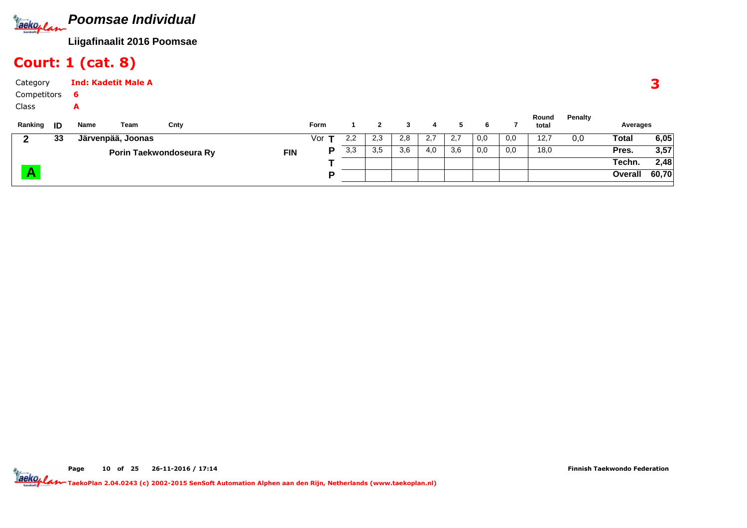# Poomsae Individual

**Liigafinaalit 2016 Poomsae**

## Court: 1 (cat. 8)

Category **Ind: Kadetit Male A**

Competitors **6**

Class **A**

**3**

| Ranking | ID | Name | Team | Cnty | Form | | 1 | 2 | 3 | 4 | 5 | 6 | 7 | Round total | Penalty | Averages | |
|---|---|---|---|---|---|---|---|---|---|---|---|---|---|---|---|---|---|
| 2 | 33 | Järvenpää, Joonas | | | Vor | T | 2,2 | 2,3 | 2,8 | 2,7 | 2,7 | 0,0 | 0,0 | 12,7 | 0,0 | Total | 6,05 |
| | | | Porin Taekwondoseura Ry | FIN | | P | 3,3 | 3,5 | 3,6 | 4,0 | 3,6 | 0,0 | 0,0 | 18,0 | | Pres. | 3,57 |
| | | | | | | T | | | | | | | | | | Techn. | 2,48 |
| A | | | | | | P | | | | | | | | | | Overall | 60,70 |

Finnish Taekwondo Federation

TaekoPlan 2.04.0243 (c) 2002-2015 SenSoft Automation Alphen aan den Rijn, Netherlands (www.taekoplan.nl)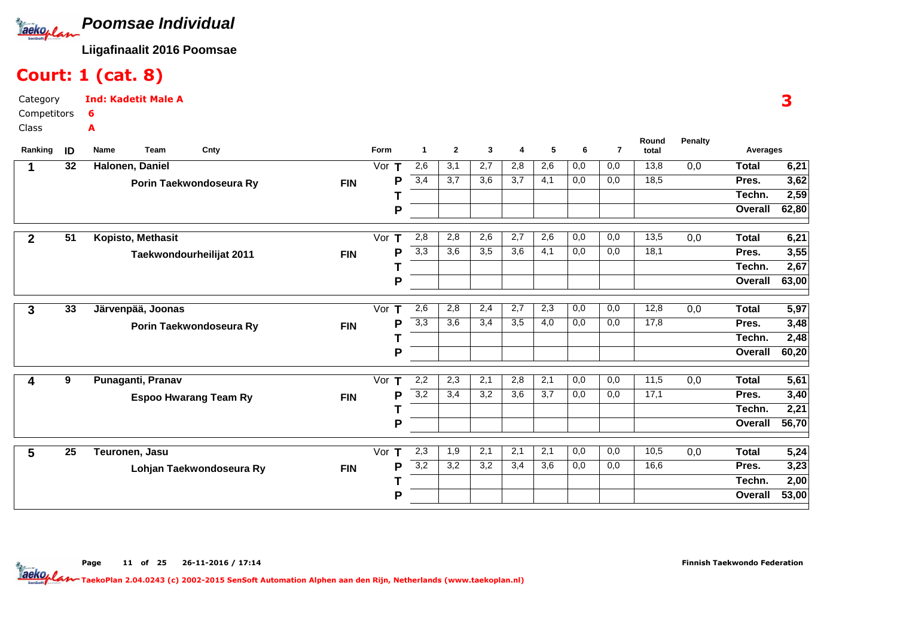# Poomsae Individual

**Liigafinaalit 2016 Poomsae**

## Court: 1 (cat. 8)

Category **Ind: Kadetit Male A**
Competitors **6**
Class **A**

**3**

| Ranking | ID | Name | Team | Cnty | Form | | 1 | 2 | 3 | 4 | 5 | 6 | 7 | Round total | Penalty | Averages | |
|---|---|---|---|---|---|---|---|---|---|---|---|---|---|---|---|---|---|
| 1 | 32 | Halonen, Daniel | | | Vor | T | 2,6 | 3,1 | 2,7 | 2,8 | 2,6 | 0,0 | 0,0 | 13,8 | 0,0 | Total | 6,21 |
| | | | Porin Taekwondoseura Ry | FIN | | P | 3,4 | 3,7 | 3,6 | 3,7 | 4,1 | 0,0 | 0,0 | 18,5 | | Pres. | 3,62 |
| | | | | | | T | | | | | | | | | | Techn. | 2,59 |
| | | | | | | P | | | | | | | | | | Overall | 62,80 |
| 2 | 51 | Kopisto, Methasit | | | Vor | T | 2,8 | 2,8 | 2,6 | 2,7 | 2,6 | 0,0 | 0,0 | 13,5 | 0,0 | Total | 6,21 |
| | | | Taekwondourheilijat 2011 | FIN | | P | 3,3 | 3,6 | 3,5 | 3,6 | 4,1 | 0,0 | 0,0 | 18,1 | | Pres. | 3,55 |
| | | | | | | T | | | | | | | | | | Techn. | 2,67 |
| | | | | | | P | | | | | | | | | | Overall | 63,00 |
| 3 | 33 | Järvenpää, Joonas | | | Vor | T | 2,6 | 2,8 | 2,4 | 2,7 | 2,3 | 0,0 | 0,0 | 12,8 | 0,0 | Total | 5,97 |
| | | | Porin Taekwondoseura Ry | FIN | | P | 3,3 | 3,6 | 3,4 | 3,5 | 4,0 | 0,0 | 0,0 | 17,8 | | Pres. | 3,48 |
| | | | | | | T | | | | | | | | | | Techn. | 2,48 |
| | | | | | | P | | | | | | | | | | Overall | 60,20 |
| 4 | 9 | Punaganti, Pranav | | | Vor | T | 2,2 | 2,3 | 2,1 | 2,8 | 2,1 | 0,0 | 0,0 | 11,5 | 0,0 | Total | 5,61 |
| | | | Espoo Hwarang Team Ry | FIN | | P | 3,2 | 3,4 | 3,2 | 3,6 | 3,7 | 0,0 | 0,0 | 17,1 | | Pres. | 3,40 |
| | | | | | | T | | | | | | | | | | Techn. | 2,21 |
| | | | | | | P | | | | | | | | | | Overall | 56,70 |
| 5 | 25 | Teuronen, Jasu | | | Vor | T | 2,3 | 1,9 | 2,1 | 2,1 | 2,1 | 0,0 | 0,0 | 10,5 | 0,0 | Total | 5,24 |
| | | | Lohjan Taekwondoseura Ry | FIN | | P | 3,2 | 3,2 | 3,2 | 3,4 | 3,6 | 0,0 | 0,0 | 16,6 | | Pres. | 3,23 |
| | | | | | | T | | | | | | | | | | Techn. | 2,00 |
| | | | | | | P | | | | | | | | | | Overall | 53,00 |

Page 11 of 25 26-11-2016 / 17:14 Finnish Taekwondo Federation

TaekoPlan 2.04.0243 (c) 2002-2015 SenSoft Automation Alphen aan den Rijn, Netherlands (www.taekoplan.nl)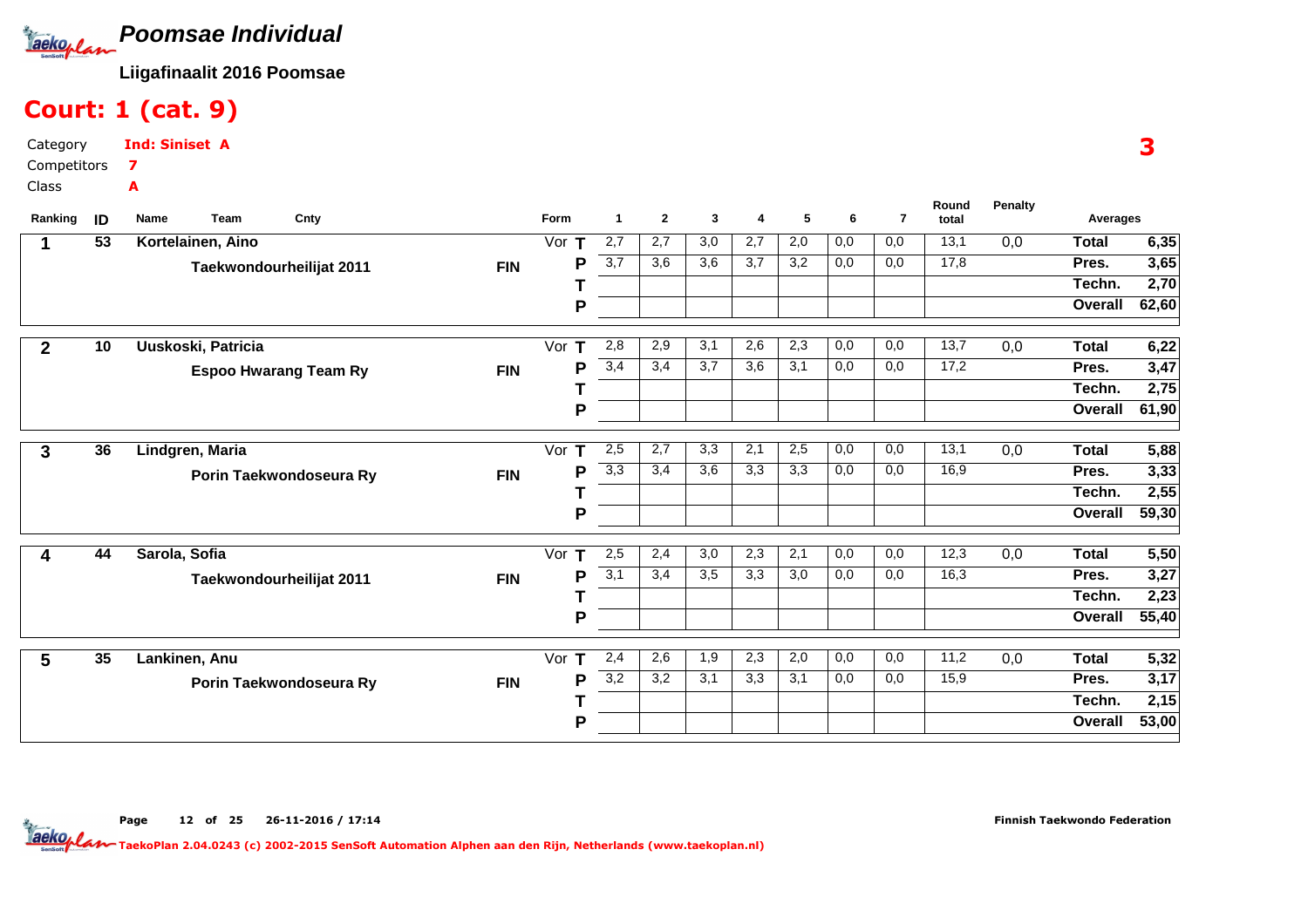# Poomsae Individual

**Liigafinaalit 2016 Poomsae**

## Court: 1 (cat. 9)

Category **Ind: Siniset A**

Competitors **7**

Class **A**

**3**

| Ranking | ID | Name / Team | Cnty | Form | | 1 | 2 | 3 | 4 | 5 | 6 | 7 | Round total | Penalty | Averages | |
|---|---|---|---|---|---|---|---|---|---|---|---|---|---|---|---|---|
| 1 | 53 | Kortelainen, Aino | | Vor | T | 2,7 | 2,7 | 3,0 | 2,7 | 2,0 | 0,0 | 0,0 | 13,1 | 0,0 | Total | 6,35 |
| | | Taekwondourheilijat 2011 | FIN | | P | 3,7 | 3,6 | 3,6 | 3,7 | 3,2 | 0,0 | 0,0 | 17,8 | | Pres. | 3,65 |
| | | | | | T | | | | | | | | | | Techn. | 2,70 |
| | | | | | P | | | | | | | | | | Overall | 62,60 |
| 2 | 10 | Uuskoski, Patricia | | Vor | T | 2,8 | 2,9 | 3,1 | 2,6 | 2,3 | 0,0 | 0,0 | 13,7 | 0,0 | Total | 6,22 |
| | | Espoo Hwarang Team Ry | FIN | | P | 3,4 | 3,4 | 3,7 | 3,6 | 3,1 | 0,0 | 0,0 | 17,2 | | Pres. | 3,47 |
| | | | | | T | | | | | | | | | | Techn. | 2,75 |
| | | | | | P | | | | | | | | | | Overall | 61,90 |
| 3 | 36 | Lindgren, Maria | | Vor | T | 2,5 | 2,7 | 3,3 | 2,1 | 2,5 | 0,0 | 0,0 | 13,1 | 0,0 | Total | 5,88 |
| | | Porin Taekwondoseura Ry | FIN | | P | 3,3 | 3,4 | 3,6 | 3,3 | 3,3 | 0,0 | 0,0 | 16,9 | | Pres. | 3,33 |
| | | | | | T | | | | | | | | | | Techn. | 2,55 |
| | | | | | P | | | | | | | | | | Overall | 59,30 |
| 4 | 44 | Sarola, Sofia | | Vor | T | 2,5 | 2,4 | 3,0 | 2,3 | 2,1 | 0,0 | 0,0 | 12,3 | 0,0 | Total | 5,50 |
| | | Taekwondourheilijat 2011 | FIN | | P | 3,1 | 3,4 | 3,5 | 3,3 | 3,0 | 0,0 | 0,0 | 16,3 | | Pres. | 3,27 |
| | | | | | T | | | | | | | | | | Techn. | 2,23 |
| | | | | | P | | | | | | | | | | Overall | 55,40 |
| 5 | 35 | Lankinen, Anu | | Vor | T | 2,4 | 2,6 | 1,9 | 2,3 | 2,0 | 0,0 | 0,0 | 11,2 | 0,0 | Total | 5,32 |
| | | Porin Taekwondoseura Ry | FIN | | P | 3,2 | 3,2 | 3,1 | 3,3 | 3,1 | 0,0 | 0,0 | 15,9 | | Pres. | 3,17 |
| | | | | | T | | | | | | | | | | Techn. | 2,15 |
| | | | | | P | | | | | | | | | | Overall | 53,00 |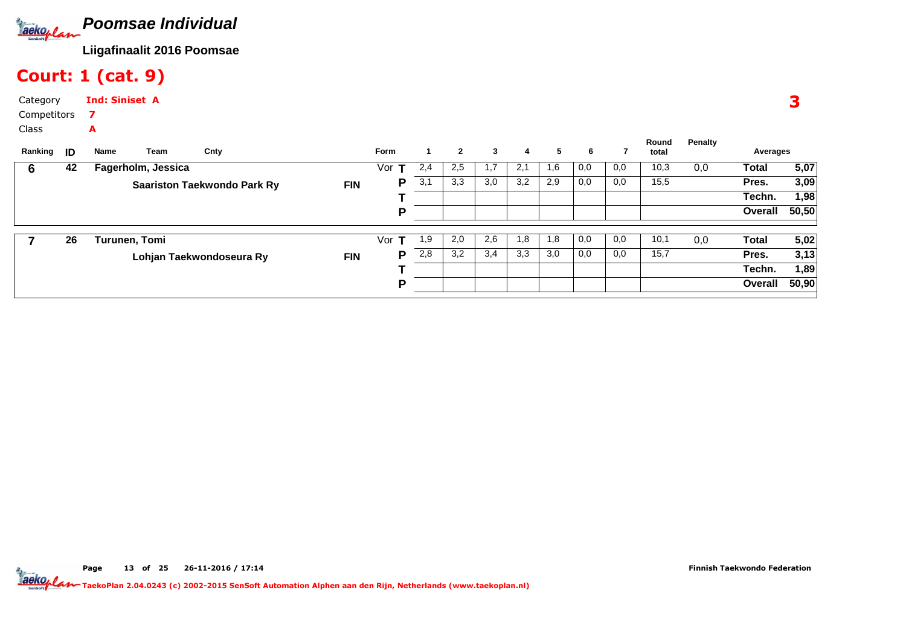# Poomsae Individual

**Liigafinaalit 2016 Poomsae**

## Court: 1 (cat. 9)

Category **Ind: Siniset A**

Competitors **7**

Class **A**

**3**

| Ranking | ID | Name / Team | Cnty | Form | | 1 | 2 | 3 | 4 | 5 | 6 | 7 | Round total | Penalty | Averages | |
|---|---|---|---|---|---|---|---|---|---|---|---|---|---|---|---|---|
| 6 | 42 | Fagerholm, Jessica | | Vor | T | 2,4 | 2,5 | 1,7 | 2,1 | 1,6 | 0,0 | 0,0 | 10,3 | 0,0 | Total | 5,07 |
| | | Saariston Taekwondo Park Ry | FIN | | P | 3,1 | 3,3 | 3,0 | 3,2 | 2,9 | 0,0 | 0,0 | 15,5 | | Pres. | 3,09 |
| | | | | | T | | | | | | | | | | Techn. | 1,98 |
| | | | | | P | | | | | | | | | | Overall | 50,50 |
| 7 | 26 | Turunen, Tomi | | Vor | T | 1,9 | 2,0 | 2,6 | 1,8 | 1,8 | 0,0 | 0,0 | 10,1 | 0,0 | Total | 5,02 |
| | | Lohjan Taekwondoseura Ry | FIN | | P | 2,8 | 3,2 | 3,4 | 3,3 | 3,0 | 0,0 | 0,0 | 15,7 | | Pres. | 3,13 |
| | | | | | T | | | | | | | | | | Techn. | 1,89 |
| | | | | | P | | | | | | | | | | Overall | 50,90 |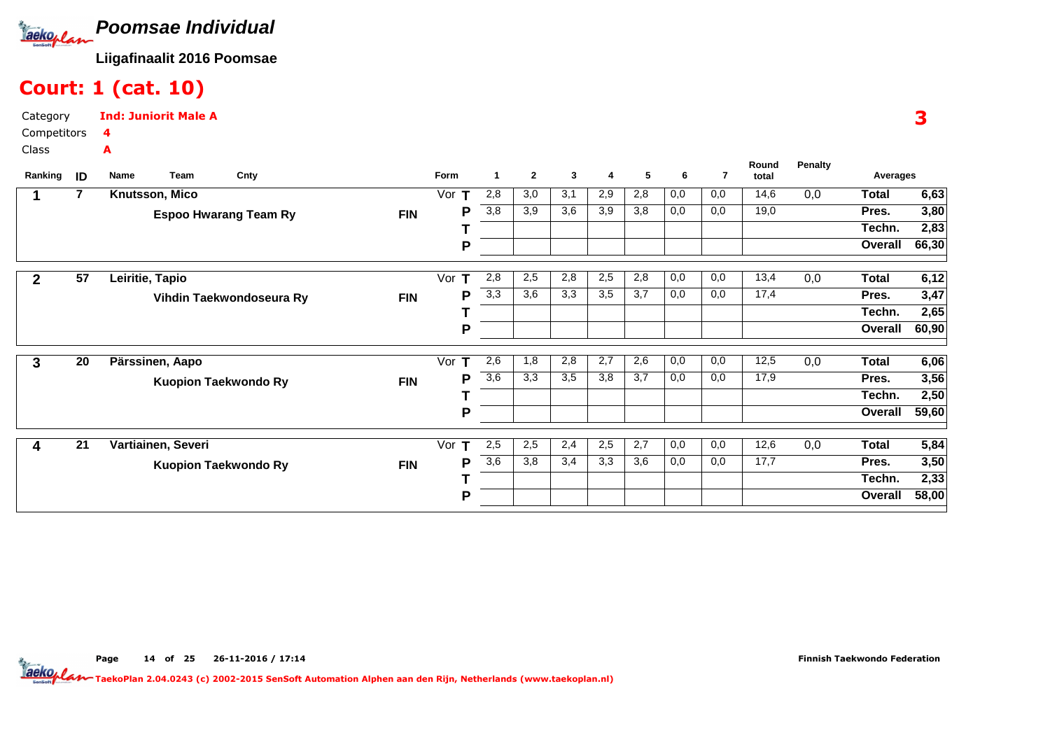# Poomsae Individual

**Liigafinaalit 2016 Poomsae**

## Court: 1 (cat. 10)

Category **Ind: Juniorit Male A**
Competitors **4**
Class **A**

**3**

| Ranking | ID | Name / Team | Cnty | Form | | 1 | 2 | 3 | 4 | 5 | 6 | 7 | Round total | Penalty | Averages | |
|---|---|---|---|---|---|---|---|---|---|---|---|---|---|---|---|---|
| 1 | 7 | Knutsson, Mico | | Vor | T | 2,8 | 3,0 | 3,1 | 2,9 | 2,8 | 0,0 | 0,0 | 14,6 | 0,0 | Total | 6,63 |
| | | Espoo Hwarang Team Ry | FIN | | P | 3,8 | 3,9 | 3,6 | 3,9 | 3,8 | 0,0 | 0,0 | 19,0 | | Pres. | 3,80 |
| | | | | | T | | | | | | | | | | Techn. | 2,83 |
| | | | | | P | | | | | | | | | | Overall | 66,30 |
| 2 | 57 | Leiritie, Tapio | | Vor | T | 2,8 | 2,5 | 2,8 | 2,5 | 2,8 | 0,0 | 0,0 | 13,4 | 0,0 | Total | 6,12 |
| | | Vihdin Taekwondoseura Ry | FIN | | P | 3,3 | 3,6 | 3,3 | 3,5 | 3,7 | 0,0 | 0,0 | 17,4 | | Pres. | 3,47 |
| | | | | | T | | | | | | | | | | Techn. | 2,65 |
| | | | | | P | | | | | | | | | | Overall | 60,90 |
| 3 | 20 | Pärssinen, Aapo | | Vor | T | 2,6 | 1,8 | 2,8 | 2,7 | 2,6 | 0,0 | 0,0 | 12,5 | 0,0 | Total | 6,06 |
| | | Kuopion Taekwondo Ry | FIN | | P | 3,6 | 3,3 | 3,5 | 3,8 | 3,7 | 0,0 | 0,0 | 17,9 | | Pres. | 3,56 |
| | | | | | T | | | | | | | | | | Techn. | 2,50 |
| | | | | | P | | | | | | | | | | Overall | 59,60 |
| 4 | 21 | Vartiainen, Severi | | Vor | T | 2,5 | 2,5 | 2,4 | 2,5 | 2,7 | 0,0 | 0,0 | 12,6 | 0,0 | Total | 5,84 |
| | | Kuopion Taekwondo Ry | FIN | | P | 3,6 | 3,8 | 3,4 | 3,3 | 3,6 | 0,0 | 0,0 | 17,7 | | Pres. | 3,50 |
| | | | | | T | | | | | | | | | | Techn. | 2,33 |
| | | | | | P | | | | | | | | | | Overall | 58,00 |

Page 14 of 25 26-11-2016 / 17:14 Finnish Taekwondo Federation

TaekoPlan 2.04.0243 (c) 2002-2015 SenSoft Automation Alphen aan den Rijn, Netherlands (www.taekoplan.nl)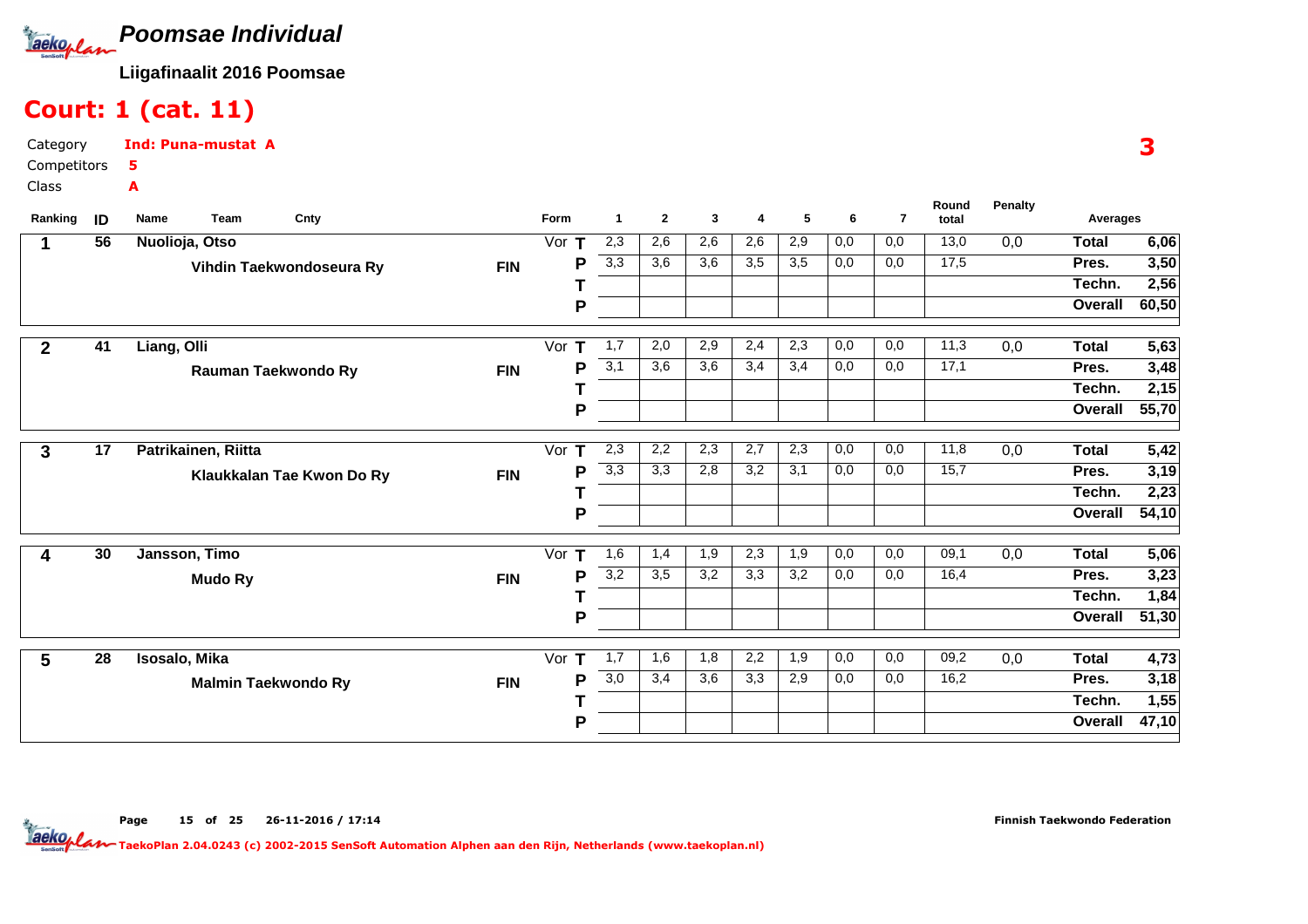# Poomsae Individual

**Liigafinaalit 2016 Poomsae**

## Court: 1 (cat. 11)

Category **Ind: Puna-mustat A**

Competitors **5**

Class **A**

**3**

| Ranking | ID | Name / Team | Cnty | Form | | 1 | 2 | 3 | 4 | 5 | 6 | 7 | Round total | Penalty | Averages | |
|---|---|---|---|---|---|---|---|---|---|---|---|---|---|---|---|---|
| 1 | 56 | Nuolioja, Otso | | Vor | T | 2,3 | 2,6 | 2,6 | 2,6 | 2,9 | 0,0 | 0,0 | 13,0 | 0,0 | Total | 6,06 |
| | | Vihdin Taekwondoseura Ry | FIN | | P | 3,3 | 3,6 | 3,6 | 3,5 | 3,5 | 0,0 | 0,0 | 17,5 | | Pres. | 3,50 |
| | | | | | T | | | | | | | | | | Techn. | 2,56 |
| | | | | | P | | | | | | | | | | Overall | 60,50 |
| 2 | 41 | Liang, Olli | | Vor | T | 1,7 | 2,0 | 2,9 | 2,4 | 2,3 | 0,0 | 0,0 | 11,3 | 0,0 | Total | 5,63 |
| | | Rauman Taekwondo Ry | FIN | | P | 3,1 | 3,6 | 3,6 | 3,4 | 3,4 | 0,0 | 0,0 | 17,1 | | Pres. | 3,48 |
| | | | | | T | | | | | | | | | | Techn. | 2,15 |
| | | | | | P | | | | | | | | | | Overall | 55,70 |
| 3 | 17 | Patrikainen, Riitta | | Vor | T | 2,3 | 2,2 | 2,3 | 2,7 | 2,3 | 0,0 | 0,0 | 11,8 | 0,0 | Total | 5,42 |
| | | Klaukkalan Tae Kwon Do Ry | FIN | | P | 3,3 | 3,3 | 2,8 | 3,2 | 3,1 | 0,0 | 0,0 | 15,7 | | Pres. | 3,19 |
| | | | | | T | | | | | | | | | | Techn. | 2,23 |
| | | | | | P | | | | | | | | | | Overall | 54,10 |
| 4 | 30 | Jansson, Timo | | Vor | T | 1,6 | 1,4 | 1,9 | 2,3 | 1,9 | 0,0 | 0,0 | 09,1 | 0,0 | Total | 5,06 |
| | | Mudo Ry | FIN | | P | 3,2 | 3,5 | 3,2 | 3,3 | 3,2 | 0,0 | 0,0 | 16,4 | | Pres. | 3,23 |
| | | | | | T | | | | | | | | | | Techn. | 1,84 |
| | | | | | P | | | | | | | | | | Overall | 51,30 |
| 5 | 28 | Isosalo, Mika | | Vor | T | 1,7 | 1,6 | 1,8 | 2,2 | 1,9 | 0,0 | 0,0 | 09,2 | 0,0 | Total | 4,73 |
| | | Malmin Taekwondo Ry | FIN | | P | 3,0 | 3,4 | 3,6 | 3,3 | 2,9 | 0,0 | 0,0 | 16,2 | | Pres. | 3,18 |
| | | | | | T | | | | | | | | | | Techn. | 1,55 |
| | | | | | P | | | | | | | | | | Overall | 47,10 |

Page 15 of 25 26-11-2016 / 17:14 Finnish Taekwondo Federation

TaekoPlan 2.04.0243 (c) 2002-2015 SenSoft Automation Alphen aan den Rijn, Netherlands (www.taekoplan.nl)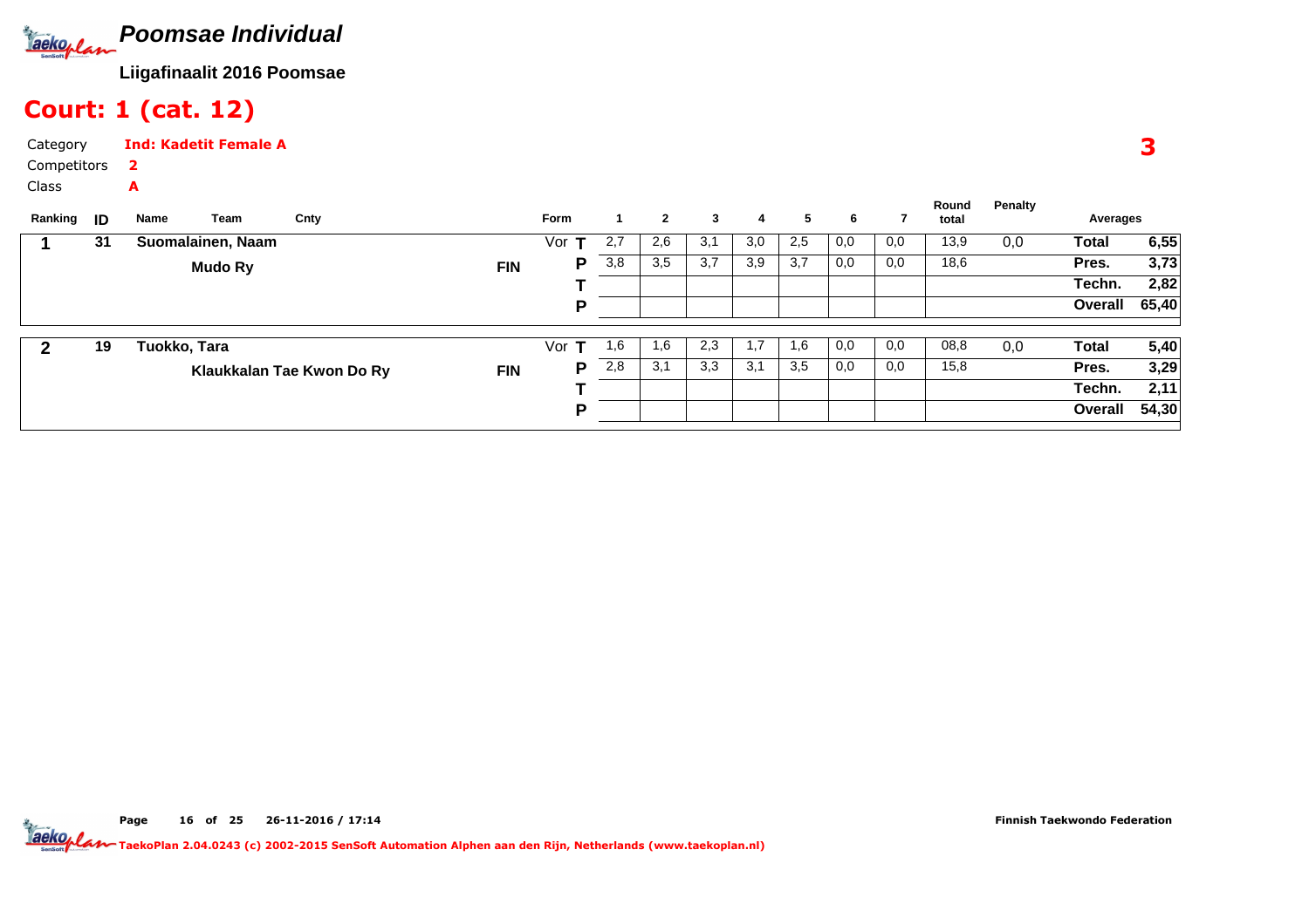# Poomsae Individual

**Liigafinaalit 2016 Poomsae**

## Court: 1 (cat. 12)

Category **Ind: Kadetit Female A**

Competitors **2**

Class **A**

**3**

| Ranking | ID | Name / Team | Cnty | Form | | 1 | 2 | 3 | 4 | 5 | 6 | 7 | Round total | Penalty | Averages | |
|---|---|---|---|---|---|---|---|---|---|---|---|---|---|---|---|---|
| **1** | **31** | **Suomalainen, Naam** | | Vor | **T** | 2,7 | 2,6 | 3,1 | 3,0 | 2,5 | 0,0 | 0,0 | 13,9 | 0,0 | **Total** | **6,55** |
| | | **Mudo Ry** | **FIN** | | **P** | 3,8 | 3,5 | 3,7 | 3,9 | 3,7 | 0,0 | 0,0 | 18,6 | | **Pres.** | **3,73** |
| | | | | | **T** | | | | | | | | | | **Techn.** | **2,82** |
| | | | | | **P** | | | | | | | | | | **Overall** | **65,40** |
| **2** | **19** | **Tuokko, Tara** | | Vor | **T** | 1,6 | 1,6 | 2,3 | 1,7 | 1,6 | 0,0 | 0,0 | 08,8 | 0,0 | **Total** | **5,40** |
| | | **Klaukkalan Tae Kwon Do Ry** | **FIN** | | **P** | 2,8 | 3,1 | 3,3 | 3,1 | 3,5 | 0,0 | 0,0 | 15,8 | | **Pres.** | **3,29** |
| | | | | | **T** | | | | | | | | | | **Techn.** | **2,11** |
| | | | | | **P** | | | | | | | | | | **Overall** | **54,30** |

Page 16 of 25 26-11-2016 / 17:14

Finnish Taekwondo Federation

TaekoPlan 2.04.0243 (c) 2002-2015 SenSoft Automation Alphen aan den Rijn, Netherlands (www.taekoplan.nl)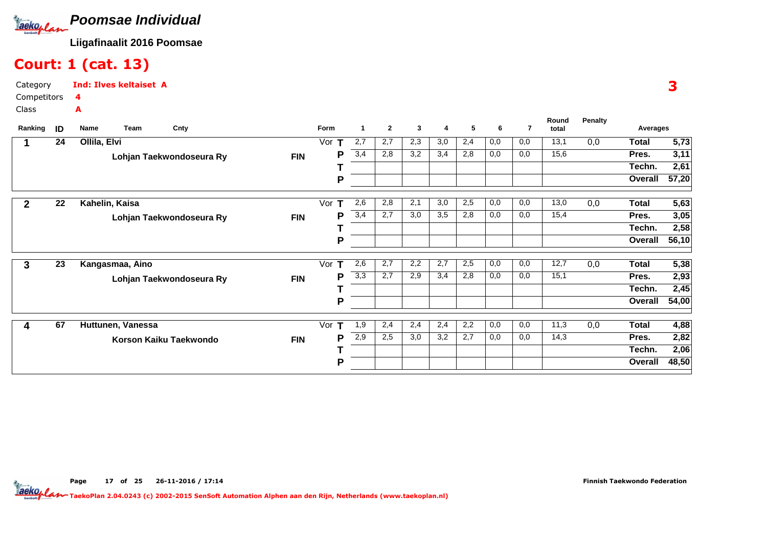# Poomsae Individual

**Liigafinaalit 2016 Poomsae**

## Court: 1 (cat. 13)

Category **Ind: Ilves keltaiset A**

Competitors **4**

Class **A**

**3**

| Ranking | ID | Name / Team | Cnty | Form | | 1 | 2 | 3 | 4 | 5 | 6 | 7 | Round total | Penalty | Averages | |
|---|---|---|---|---|---|---|---|---|---|---|---|---|---|---|---|---|
| 1 | 24 | Ollila, Elvi | | Vor | T | 2,7 | 2,7 | 2,3 | 3,0 | 2,4 | 0,0 | 0,0 | 13,1 | 0,0 | Total | 5,73 |
| | | Lohjan Taekwondoseura Ry | FIN | | P | 3,4 | 2,8 | 3,2 | 3,4 | 2,8 | 0,0 | 0,0 | 15,6 | | Pres. | 3,11 |
| | | | | | T | | | | | | | | | | Techn. | 2,61 |
| | | | | | P | | | | | | | | | | Overall | 57,20 |
| 2 | 22 | Kahelin, Kaisa | | Vor | T | 2,6 | 2,8 | 2,1 | 3,0 | 2,5 | 0,0 | 0,0 | 13,0 | 0,0 | Total | 5,63 |
| | | Lohjan Taekwondoseura Ry | FIN | | P | 3,4 | 2,7 | 3,0 | 3,5 | 2,8 | 0,0 | 0,0 | 15,4 | | Pres. | 3,05 |
| | | | | | T | | | | | | | | | | Techn. | 2,58 |
| | | | | | P | | | | | | | | | | Overall | 56,10 |
| 3 | 23 | Kangasmaa, Aino | | Vor | T | 2,6 | 2,7 | 2,2 | 2,7 | 2,5 | 0,0 | 0,0 | 12,7 | 0,0 | Total | 5,38 |
| | | Lohjan Taekwondoseura Ry | FIN | | P | 3,3 | 2,7 | 2,9 | 3,4 | 2,8 | 0,0 | 0,0 | 15,1 | | Pres. | 2,93 |
| | | | | | T | | | | | | | | | | Techn. | 2,45 |
| | | | | | P | | | | | | | | | | Overall | 54,00 |
| 4 | 67 | Huttunen, Vanessa | | Vor | T | 1,9 | 2,4 | 2,4 | 2,4 | 2,2 | 0,0 | 0,0 | 11,3 | 0,0 | Total | 4,88 |
| | | Korson Kaiku Taekwondo | FIN | | P | 2,9 | 2,5 | 3,0 | 3,2 | 2,7 | 0,0 | 0,0 | 14,3 | | Pres. | 2,82 |
| | | | | | T | | | | | | | | | | Techn. | 2,06 |
| | | | | | P | | | | | | | | | | Overall | 48,50 |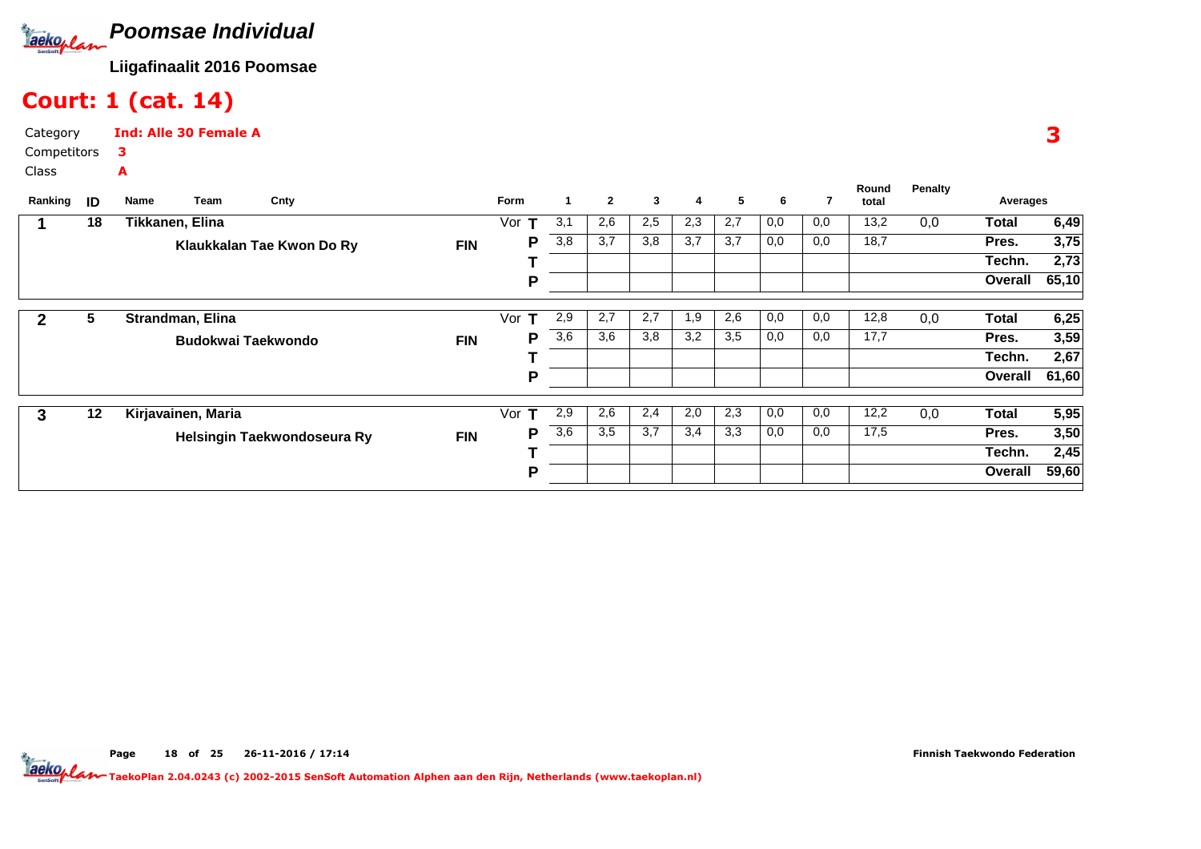# Poomsae Individual

**Liigafinaalit 2016 Poomsae**

## Court: 1 (cat. 14)

Category **Ind: Alle 30 Female A**

Competitors **3**

Class **A**

**3**

| Ranking | ID | Name / Team | Cnty | Form | | 1 | 2 | 3 | 4 | 5 | 6 | 7 | Round total | Penalty | Averages | |
|---|---|---|---|---|---|---|---|---|---|---|---|---|---|---|---|---|
| 1 | 18 | Tikkanen, Elina | | Vor | T | 3,1 | 2,6 | 2,5 | 2,3 | 2,7 | 0,0 | 0,0 | 13,2 | 0,0 | Total | 6,49 |
| | | Klaukkalan Tae Kwon Do Ry | FIN | | P | 3,8 | 3,7 | 3,8 | 3,7 | 3,7 | 0,0 | 0,0 | 18,7 | | Pres. | 3,75 |
| | | | | | T | | | | | | | | | | Techn. | 2,73 |
| | | | | | P | | | | | | | | | | Overall | 65,10 |
| 2 | 5 | Strandman, Elina | | Vor | T | 2,9 | 2,7 | 2,7 | 1,9 | 2,6 | 0,0 | 0,0 | 12,8 | 0,0 | Total | 6,25 |
| | | Budokwai Taekwondo | FIN | | P | 3,6 | 3,6 | 3,8 | 3,2 | 3,5 | 0,0 | 0,0 | 17,7 | | Pres. | 3,59 |
| | | | | | T | | | | | | | | | | Techn. | 2,67 |
| | | | | | P | | | | | | | | | | Overall | 61,60 |
| 3 | 12 | Kirjavainen, Maria | | Vor | T | 2,9 | 2,6 | 2,4 | 2,0 | 2,3 | 0,0 | 0,0 | 12,2 | 0,0 | Total | 5,95 |
| | | Helsingin Taekwondoseura Ry | FIN | | P | 3,6 | 3,5 | 3,7 | 3,4 | 3,3 | 0,0 | 0,0 | 17,5 | | Pres. | 3,50 |
| | | | | | T | | | | | | | | | | Techn. | 2,45 |
| | | | | | P | | | | | | | | | | Overall | 59,60 |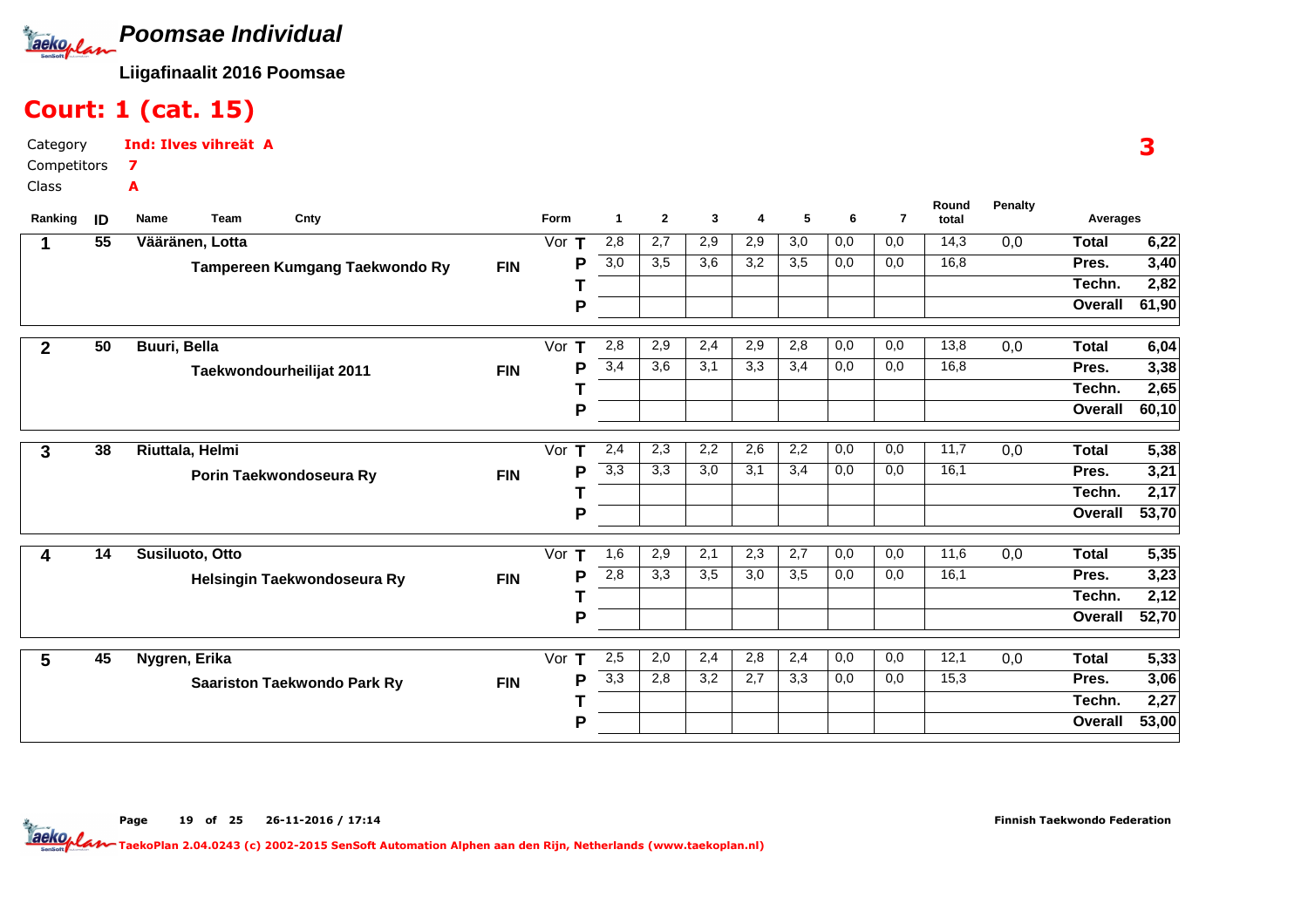# Poomsae Individual

**Liigafinaalit 2016 Poomsae**

## Court: 1 (cat. 15)

Category **Ind: Ilves vihreät A**
Competitors **7**
Class **A**

**3**

| Ranking | ID | Name / Team | Cnty | Form | | 1 | 2 | 3 | 4 | 5 | 6 | 7 | Round total | Penalty | Averages | |
|---|---|---|---|---|---|---|---|---|---|---|---|---|---|---|---|---|
| 1 | 55 | Vääränen, Lotta | | Vor | T | 2,8 | 2,7 | 2,9 | 2,9 | 3,0 | 0,0 | 0,0 | 14,3 | 0,0 | Total | 6,22 |
| | | Tampereen Kumgang Taekwondo Ry | FIN | | P | 3,0 | 3,5 | 3,6 | 3,2 | 3,5 | 0,0 | 0,0 | 16,8 | | Pres. | 3,40 |
| | | | | | T | | | | | | | | | | Techn. | 2,82 |
| | | | | | P | | | | | | | | | | Overall | 61,90 |
| 2 | 50 | Buuri, Bella | | Vor | T | 2,8 | 2,9 | 2,4 | 2,9 | 2,8 | 0,0 | 0,0 | 13,8 | 0,0 | Total | 6,04 |
| | | Taekwondourheilijat 2011 | FIN | | P | 3,4 | 3,6 | 3,1 | 3,3 | 3,4 | 0,0 | 0,0 | 16,8 | | Pres. | 3,38 |
| | | | | | T | | | | | | | | | | Techn. | 2,65 |
| | | | | | P | | | | | | | | | | Overall | 60,10 |
| 3 | 38 | Riuttala, Helmi | | Vor | T | 2,4 | 2,3 | 2,2 | 2,6 | 2,2 | 0,0 | 0,0 | 11,7 | 0,0 | Total | 5,38 |
| | | Porin Taekwondoseura Ry | FIN | | P | 3,3 | 3,3 | 3,0 | 3,1 | 3,4 | 0,0 | 0,0 | 16,1 | | Pres. | 3,21 |
| | | | | | T | | | | | | | | | | Techn. | 2,17 |
| | | | | | P | | | | | | | | | | Overall | 53,70 |
| 4 | 14 | Susiluoto, Otto | | Vor | T | 1,6 | 2,9 | 2,1 | 2,3 | 2,7 | 0,0 | 0,0 | 11,6 | 0,0 | Total | 5,35 |
| | | Helsingin Taekwondoseura Ry | FIN | | P | 2,8 | 3,3 | 3,5 | 3,0 | 3,5 | 0,0 | 0,0 | 16,1 | | Pres. | 3,23 |
| | | | | | T | | | | | | | | | | Techn. | 2,12 |
| | | | | | P | | | | | | | | | | Overall | 52,70 |
| 5 | 45 | Nygren, Erika | | Vor | T | 2,5 | 2,0 | 2,4 | 2,8 | 2,4 | 0,0 | 0,0 | 12,1 | 0,0 | Total | 5,33 |
| | | Saariston Taekwondo Park Ry | FIN | | P | 3,3 | 2,8 | 3,2 | 2,7 | 3,3 | 0,0 | 0,0 | 15,3 | | Pres. | 3,06 |
| | | | | | T | | | | | | | | | | Techn. | 2,27 |
| | | | | | P | | | | | | | | | | Overall | 53,00 |

Finnish Taekwondo Federation

TaekoPlan 2.04.0243 (c) 2002-2015 SenSoft Automation Alphen aan den Rijn, Netherlands (www.taekoplan.nl)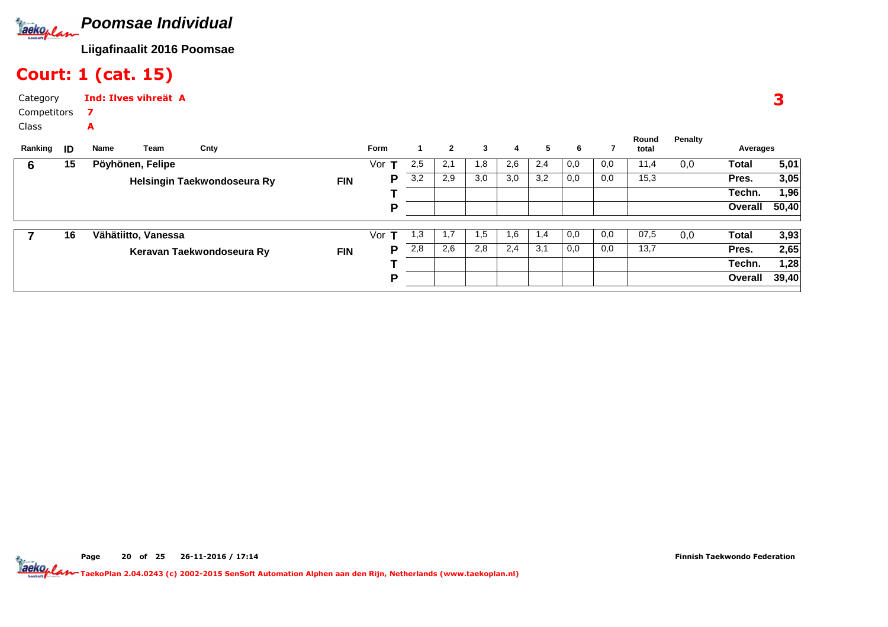# Poomsae Individual

**Liigafinaalit 2016 Poomsae**

## Court: 1 (cat. 15)

Category **Ind: Ilves vihreät A**

Competitors **7**

Class **A**

**3**

| Ranking | ID | Name / Team | Cnty | Form | | 1 | 2 | 3 | 4 | 5 | 6 | 7 | Round total | Penalty | Averages | |
|---|---|---|---|---|---|---|---|---|---|---|---|---|---|---|---|---|
| 6 | 15 | Pöyhönen, Felipe | | Vor | T | 2,5 | 2,1 | 1,8 | 2,6 | 2,4 | 0,0 | 0,0 | 11,4 | 0,0 | Total | 5,01 |
| | | Helsingin Taekwondoseura Ry | FIN | | P | 3,2 | 2,9 | 3,0 | 3,0 | 3,2 | 0,0 | 0,0 | 15,3 | | Pres. | 3,05 |
| | | | | | T | | | | | | | | | | Techn. | 1,96 |
| | | | | | P | | | | | | | | | | Overall | 50,40 |
| 7 | 16 | Vähätiitto, Vanessa | | Vor | T | 1,3 | 1,7 | 1,5 | 1,6 | 1,4 | 0,0 | 0,0 | 07,5 | 0,0 | Total | 3,93 |
| | | Keravan Taekwondoseura Ry | FIN | | P | 2,8 | 2,6 | 2,8 | 2,4 | 3,1 | 0,0 | 0,0 | 13,7 | | Pres. | 2,65 |
| | | | | | T | | | | | | | | | | Techn. | 1,28 |
| | | | | | P | | | | | | | | | | Overall | 39,40 |

Page 20 of 25 26-11-2016 / 17:14 Finnish Taekwondo Federation

TaekoPlan 2.04.0243 (c) 2002-2015 SenSoft Automation Alphen aan den Rijn, Netherlands (www.taekoplan.nl)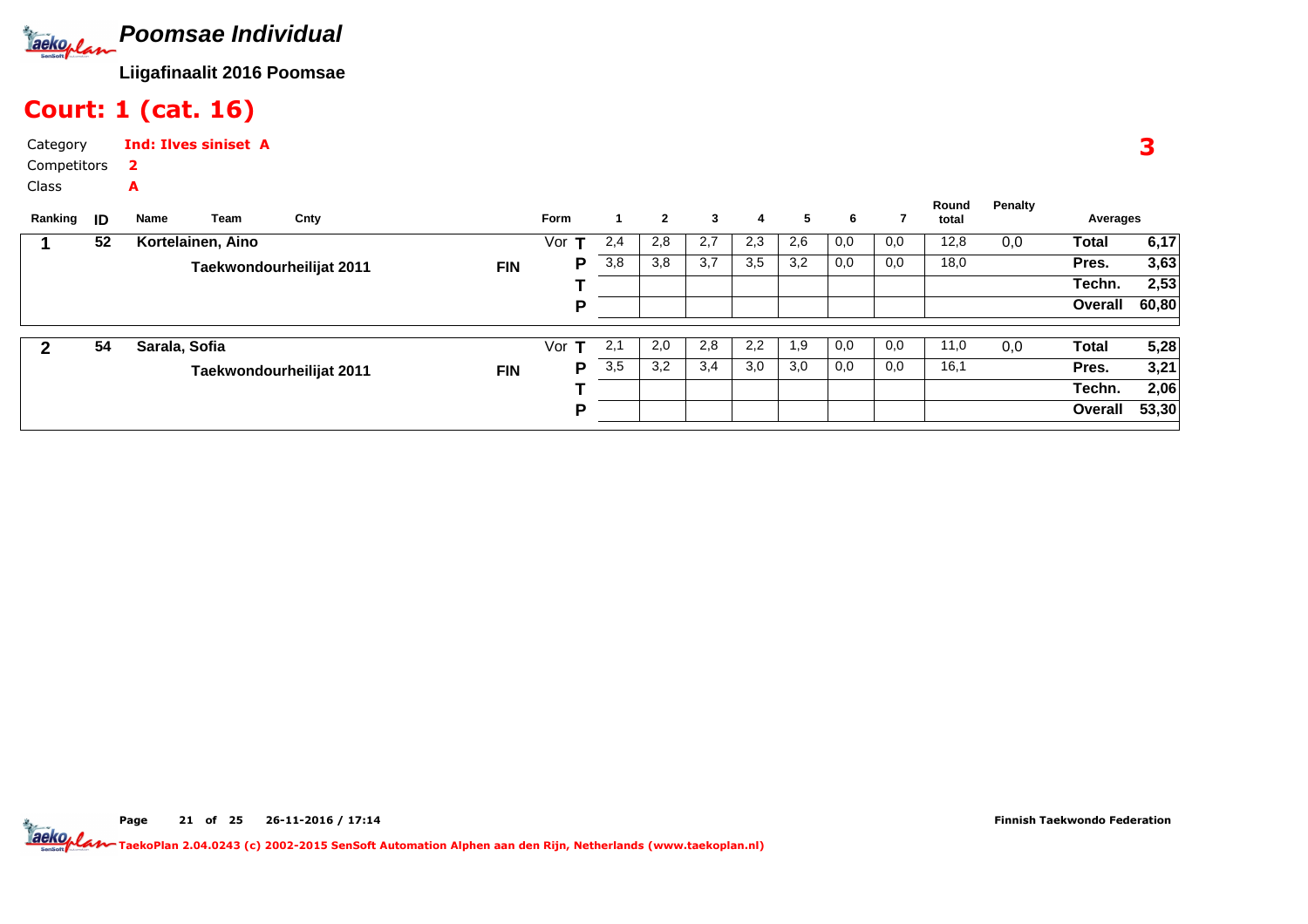# Poomsae Individual

**Liigafinaalit 2016 Poomsae**

## Court: 1 (cat. 16)

Category **Ind: Ilves siniset A**

Competitors **2**

Class **A**

**3**

| Ranking | ID | Name / Team | Cnty | Form | | 1 | 2 | 3 | 4 | 5 | 6 | 7 | Round total | Penalty | Averages | |
|---|---|---|---|---|---|---|---|---|---|---|---|---|---|---|---|---|
| **1** | **52** | **Kortelainen, Aino** | | Vor | **T** | 2,4 | 2,8 | 2,7 | 2,3 | 2,6 | 0,0 | 0,0 | 12,8 | 0,0 | **Total** | **6,17** |
| | | **Taekwondourheilijat 2011** | **FIN** | | **P** | 3,8 | 3,8 | 3,7 | 3,5 | 3,2 | 0,0 | 0,0 | 18,0 | | **Pres.** | **3,63** |
| | | | | | **T** | | | | | | | | | | **Techn.** | **2,53** |
| | | | | | **P** | | | | | | | | | | **Overall** | **60,80** |
| **2** | **54** | **Sarala, Sofia** | | Vor | **T** | 2,1 | 2,0 | 2,8 | 2,2 | 1,9 | 0,0 | 0,0 | 11,0 | 0,0 | **Total** | **5,28** |
| | | **Taekwondourheilijat 2011** | **FIN** | | **P** | 3,5 | 3,2 | 3,4 | 3,0 | 3,0 | 0,0 | 0,0 | 16,1 | | **Pres.** | **3,21** |
| | | | | | **T** | | | | | | | | | | **Techn.** | **2,06** |
| | | | | | **P** | | | | | | | | | | **Overall** | **53,30** |

**Page 21 of 25 26-11-2016 / 17:14** **Finnish Taekwondo Federation**

TaekoPlan 2.04.0243 (c) 2002-2015 SenSoft Automation Alphen aan den Rijn, Netherlands (www.taekoplan.nl)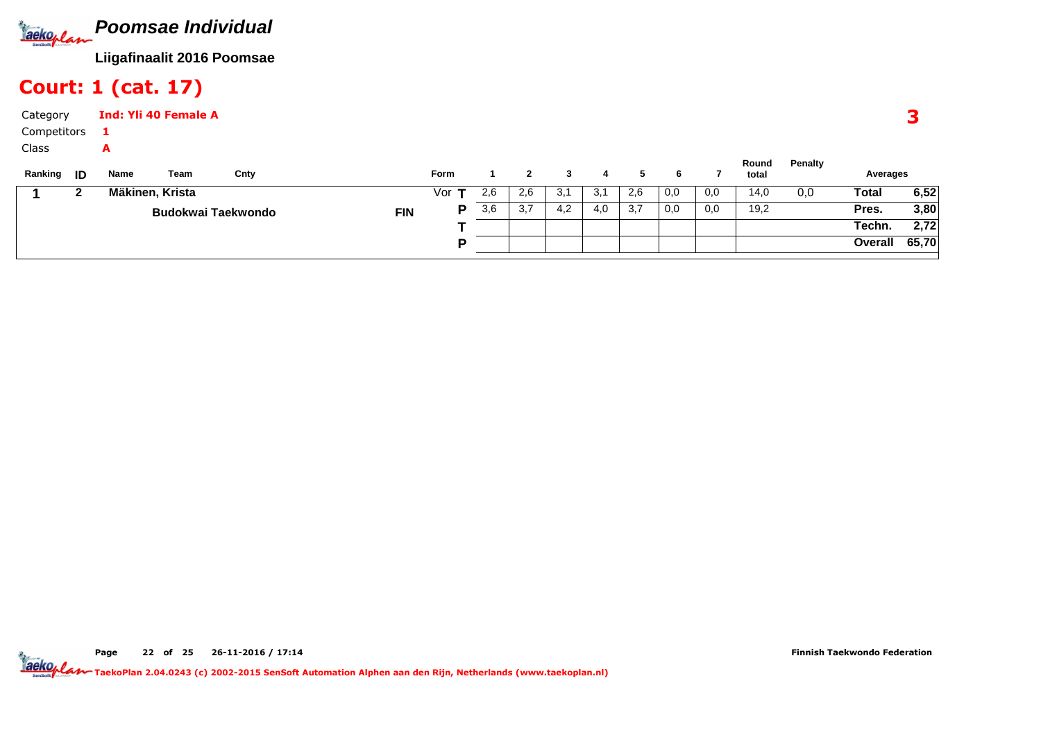# Poomsae Individual

**Liigafinaalit 2016 Poomsae**

## Court: 1 (cat. 17)

Category **Ind: Yli 40 Female A**

Competitors **1**

Class **A**

**3**

| Ranking | ID | Name / Team | Cnty | Form | | 1 | 2 | 3 | 4 | 5 | 6 | 7 | Round total | Penalty | Averages | |
|---|---|---|---|---|---|---|---|---|---|---|---|---|---|---|---|---|
| **1** | **2** | **Mäkinen, Krista** | | Vor | **T** | 2,6 | 2,6 | 3,1 | 3,1 | 2,6 | 0,0 | 0,0 | 14,0 | 0,0 | **Total** | **6,52** |
| | | **Budokwai Taekwondo** | **FIN** | | **P** | 3,6 | 3,7 | 4,2 | 4,0 | 3,7 | 0,0 | 0,0 | 19,2 | | **Pres.** | **3,80** |
| | | | | | **T** | | | | | | | | | | **Techn.** | **2,72** |
| | | | | | **P** | | | | | | | | | | **Overall** | **65,70** |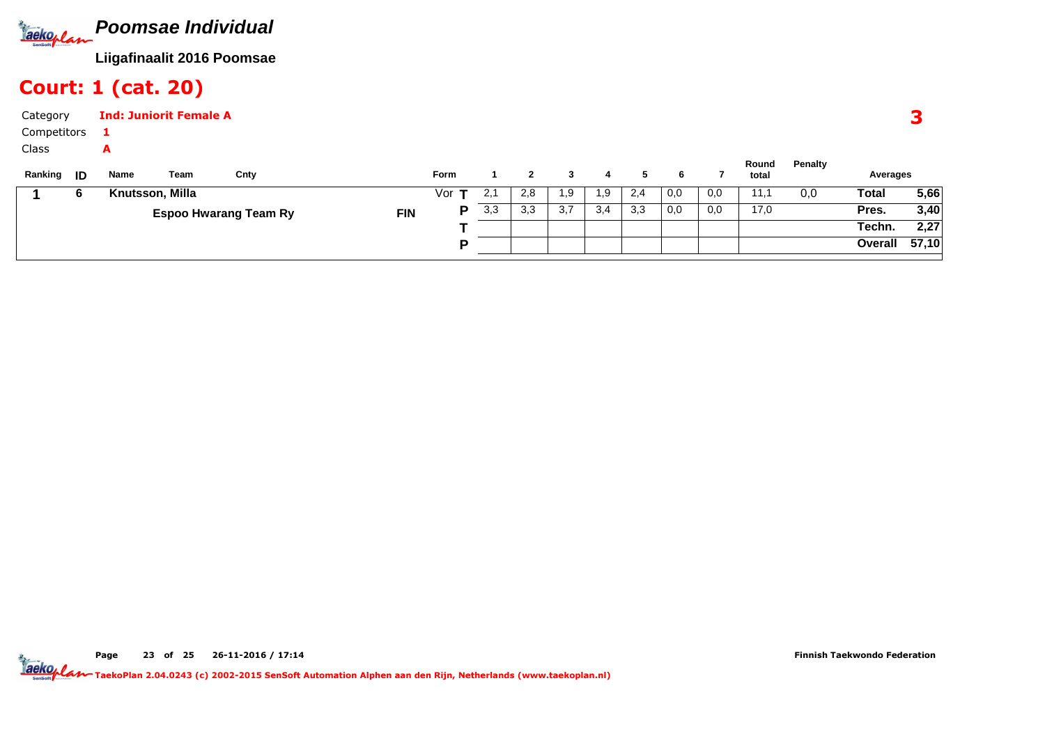# Poomsae Individual

**Liigafinaalit 2016 Poomsae**

## Court: 1 (cat. 20)

Category **Ind: Juniorit Female A**

Competitors **1**

Class **A**

**3**

| Ranking | ID | Name | Team | Cnty | Form | | 1 | 2 | 3 | 4 | 5 | 6 | 7 | Round total | Penalty | Averages | |
|---|---|---|---|---|---|---|---|---|---|---|---|---|---|---|---|---|---|
| 1 | 6 | Knutsson, Milla | | | Vor | T | 2,1 | 2,8 | 1,9 | 1,9 | 2,4 | 0,0 | 0,0 | 11,1 | 0,0 | Total | 5,66 |
| | | | Espoo Hwarang Team Ry | FIN | | P | 3,3 | 3,3 | 3,7 | 3,4 | 3,3 | 0,0 | 0,0 | 17,0 | | Pres. | 3,40 |
| | | | | | | T | | | | | | | | | | Techn. | 2,27 |
| | | | | | | P | | | | | | | | | | Overall | 57,10 |

Finnish Taekwondo Federation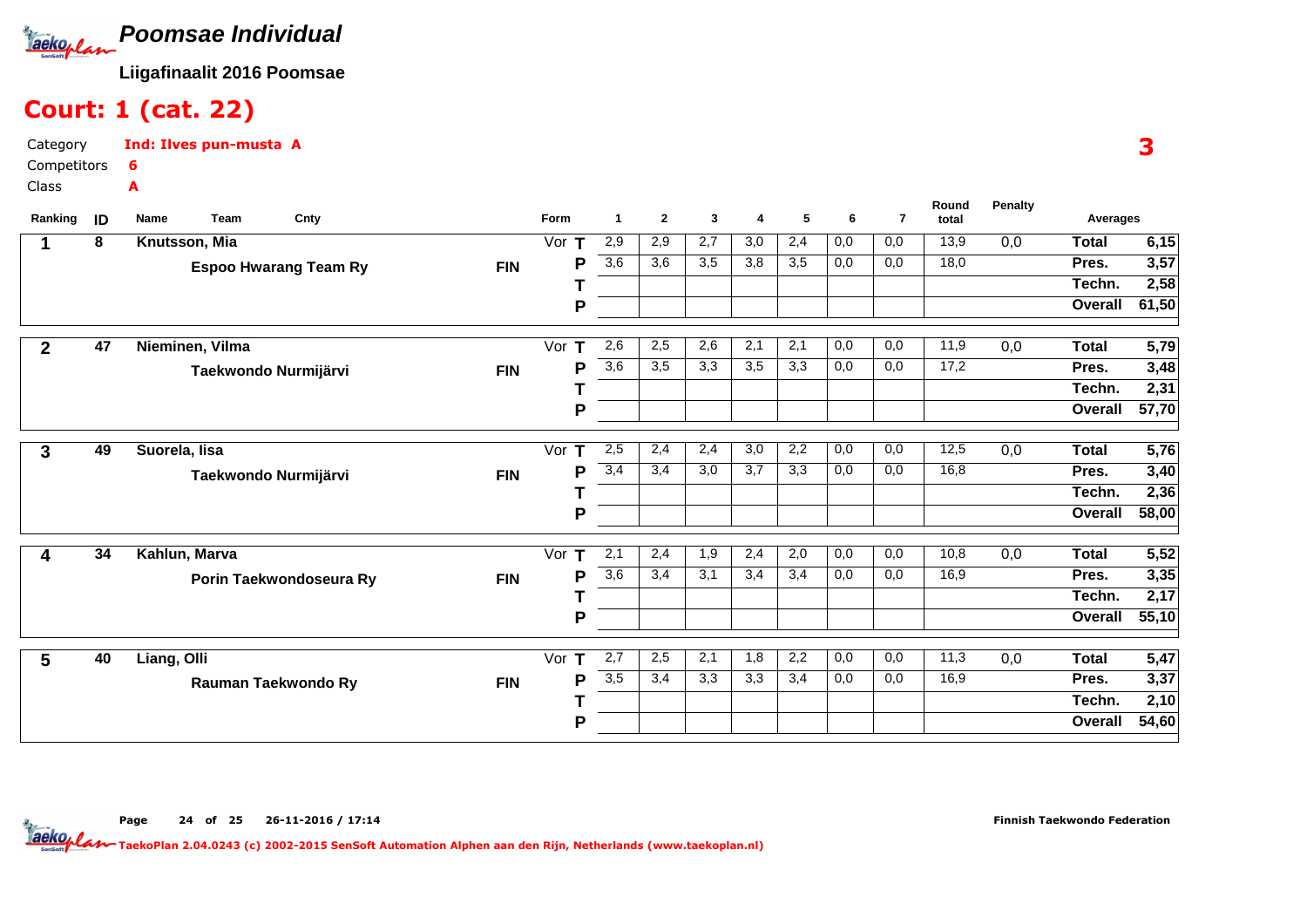# Poomsae Individual

**Liigafinaalit 2016 Poomsae**

## Court: 1 (cat. 22)

Category **Ind: Ilves pun-musta A**

Competitors **6**

Class **A**

**3**

| Ranking | ID | Name / Team | Cnty | Form | | 1 | 2 | 3 | 4 | 5 | 6 | 7 | Round total | Penalty | Averages | |
|---|---|---|---|---|---|---|---|---|---|---|---|---|---|---|---|---|
| 1 | 8 | Knutsson, Mia | | Vor | T | 2,9 | 2,9 | 2,7 | 3,0 | 2,4 | 0,0 | 0,0 | 13,9 | 0,0 | Total | 6,15 |
| | | Espoo Hwarang Team Ry | FIN | | P | 3,6 | 3,6 | 3,5 | 3,8 | 3,5 | 0,0 | 0,0 | 18,0 | | Pres. | 3,57 |
| | | | | | T | | | | | | | | | | Techn. | 2,58 |
| | | | | | P | | | | | | | | | | Overall | 61,50 |
| 2 | 47 | Nieminen, Vilma | | Vor | T | 2,6 | 2,5 | 2,6 | 2,1 | 2,1 | 0,0 | 0,0 | 11,9 | 0,0 | Total | 5,79 |
| | | Taekwondo Nurmijärvi | FIN | | P | 3,6 | 3,5 | 3,3 | 3,5 | 3,3 | 0,0 | 0,0 | 17,2 | | Pres. | 3,48 |
| | | | | | T | | | | | | | | | | Techn. | 2,31 |
| | | | | | P | | | | | | | | | | Overall | 57,70 |
| 3 | 49 | Suorela, Iisa | | Vor | T | 2,5 | 2,4 | 2,4 | 3,0 | 2,2 | 0,0 | 0,0 | 12,5 | 0,0 | Total | 5,76 |
| | | Taekwondo Nurmijärvi | FIN | | P | 3,4 | 3,4 | 3,0 | 3,7 | 3,3 | 0,0 | 0,0 | 16,8 | | Pres. | 3,40 |
| | | | | | T | | | | | | | | | | Techn. | 2,36 |
| | | | | | P | | | | | | | | | | Overall | 58,00 |
| 4 | 34 | Kahlun, Marva | | Vor | T | 2,1 | 2,4 | 1,9 | 2,4 | 2,0 | 0,0 | 0,0 | 10,8 | 0,0 | Total | 5,52 |
| | | Porin Taekwondoseura Ry | FIN | | P | 3,6 | 3,4 | 3,1 | 3,4 | 3,4 | 0,0 | 0,0 | 16,9 | | Pres. | 3,35 |
| | | | | | T | | | | | | | | | | Techn. | 2,17 |
| | | | | | P | | | | | | | | | | Overall | 55,10 |
| 5 | 40 | Liang, Olli | | Vor | T | 2,7 | 2,5 | 2,1 | 1,8 | 2,2 | 0,0 | 0,0 | 11,3 | 0,0 | Total | 5,47 |
| | | Rauman Taekwondo Ry | FIN | | P | 3,5 | 3,4 | 3,3 | 3,3 | 3,4 | 0,0 | 0,0 | 16,9 | | Pres. | 3,37 |
| | | | | | T | | | | | | | | | | Techn. | 2,10 |
| | | | | | P | | | | | | | | | | Overall | 54,60 |

Page 24 of 25 26-11-2016 / 17:14 Finnish Taekwondo Federation

TaekoPlan 2.04.0243 (c) 2002-2015 SenSoft Automation Alphen aan den Rijn, Netherlands (www.taekoplan.nl)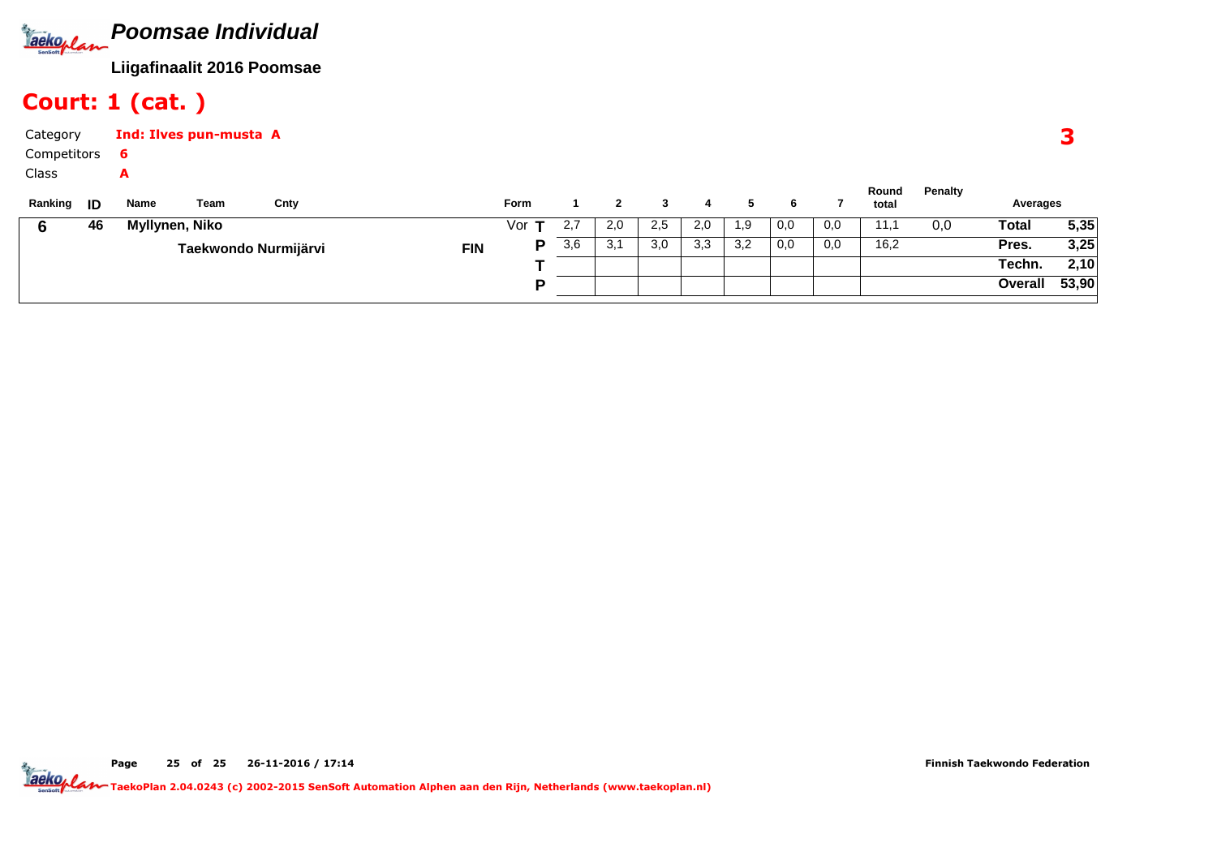# Poomsae Individual

**Liigafinaalit 2016 Poomsae**

## Court: 1 (cat. )

Category **Ind: Ilves pun-musta A**

Competitors **6**

Class **A**

**3**

| Ranking | ID | Name | Team | Cnty | Form | | 1 | 2 | 3 | 4 | 5 | 6 | 7 | Round total | Penalty | Averages | |
|---|---|---|---|---|---|---|---|---|---|---|---|---|---|---|---|---|---|
| 6 | 46 | Myllynen, Niko | | | Vor | T | 2,7 | 2,0 | 2,5 | 2,0 | 1,9 | 0,0 | 0,0 | 11,1 | 0,0 | Total | 5,35 |
| | | | Taekwondo Nurmijärvi | FIN | | P | 3,6 | 3,1 | 3,0 | 3,3 | 3,2 | 0,0 | 0,0 | 16,2 | | Pres. | 3,25 |
| | | | | | | T | | | | | | | | | | Techn. | 2,10 |
| | | | | | | P | | | | | | | | | | Overall | 53,90 |

Page 25 of 25 26-11-2016 / 17:14

Finnish Taekwondo Federation

TaekoPlan 2.04.0243 (c) 2002-2015 SenSoft Automation Alphen aan den Rijn, Netherlands (www.taekoplan.nl)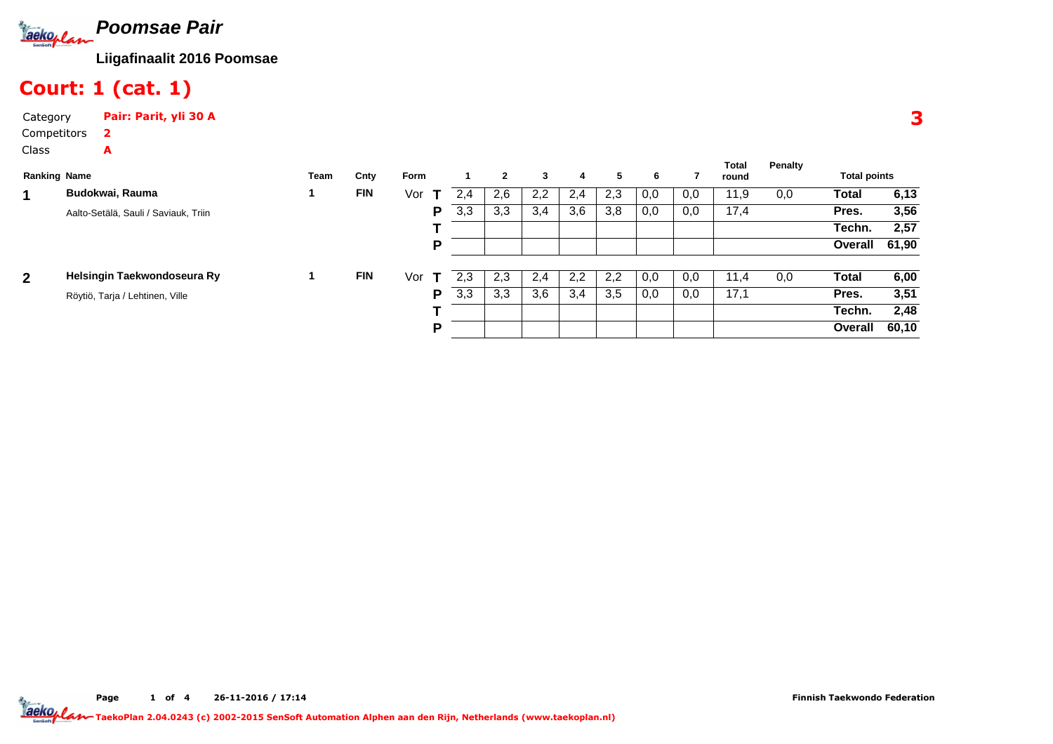# Poomsae Pair

**Liigafinaalit 2016 Poomsae**

## Court: 1 (cat. 1)

Category **Pair: Parit, yli 30 A**

Competitors **2**

Class **A**

**3**

| Ranking | Name | Team | Cnty | Form | | 1 | 2 | 3 | 4 | 5 | 6 | 7 | Total round | Penalty | Total points | |
|---|---|---|---|---|---|---|---|---|---|---|---|---|---|---|---|---|
| **1** | **Budokwai, Rauma** | 1 | **FIN** | Vor | **T** | 2,4 | 2,6 | 2,2 | 2,4 | 2,3 | 0,0 | 0,0 | 11,9 | 0,0 | **Total** | **6,13** |
| | Aalto-Setälä, Sauli / Saviauk, Triin | | | | **P** | 3,3 | 3,3 | 3,4 | 3,6 | 3,8 | 0,0 | 0,0 | 17,4 | | **Pres.** | **3,56** |
| | | | | | **T** | | | | | | | | | | **Techn.** | **2,57** |
| | | | | | **P** | | | | | | | | | | **Overall** | **61,90** |
| **2** | **Helsingin Taekwondoseura Ry** | 1 | **FIN** | Vor | **T** | 2,3 | 2,3 | 2,4 | 2,2 | 2,2 | 0,0 | 0,0 | 11,4 | 0,0 | **Total** | **6,00** |
| | Röytiö, Tarja / Lehtinen, Ville | | | | **P** | 3,3 | 3,3 | 3,6 | 3,4 | 3,5 | 0,0 | 0,0 | 17,1 | | **Pres.** | **3,51** |
| | | | | | **T** | | | | | | | | | | **Techn.** | **2,48** |
| | | | | | **P** | | | | | | | | | | **Overall** | **60,10** |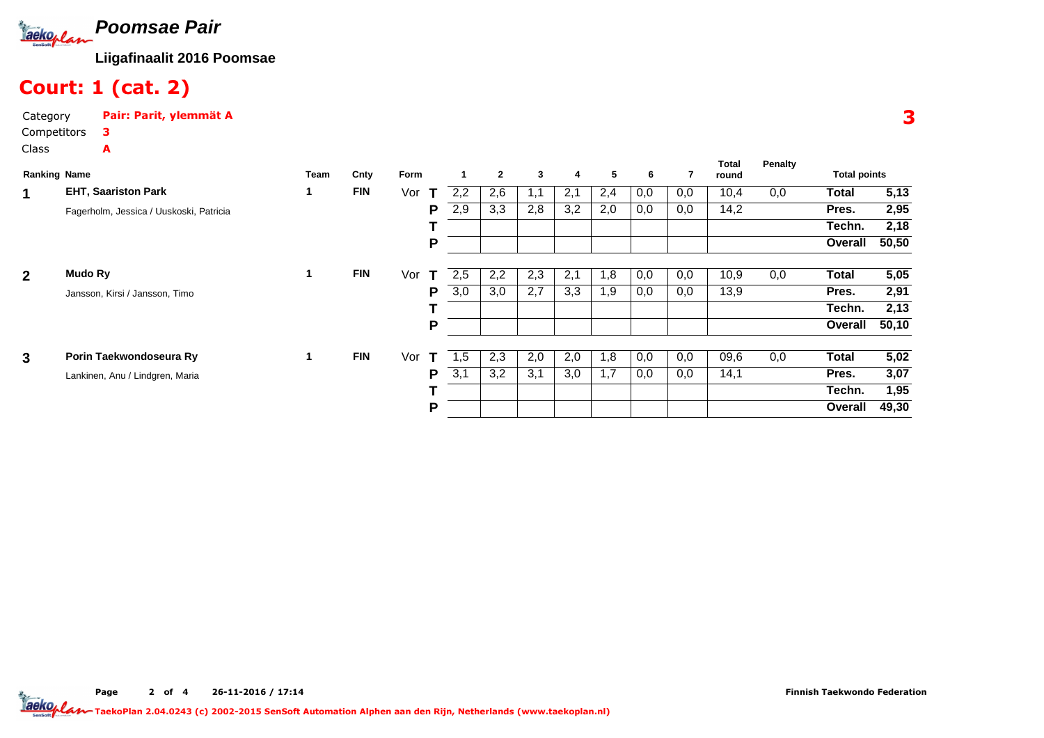# Poomsae Pair

**Liigafinaalit 2016 Poomsae**

## Court: 1 (cat. 2)

Category **Pair: Parit, ylemmät A**

Competitors **3**

Class **A**

**3**

| Ranking | Name | Team | Cnty | Form | | 1 | 2 | 3 | 4 | 5 | 6 | 7 | Total round | Penalty | Total points | |
|---|---|---|---|---|---|---|---|---|---|---|---|---|---|---|---|---|
| **1** | **EHT, Saariston Park** | 1 | **FIN** | Vor | **T** | 2,2 | 2,6 | 1,1 | 2,1 | 2,4 | 0,0 | 0,0 | 10,4 | 0,0 | **Total** | **5,13** |
| | Fagerholm, Jessica / Uuskoski, Patricia | | | | **P** | 2,9 | 3,3 | 2,8 | 3,2 | 2,0 | 0,0 | 0,0 | 14,2 | | **Pres.** | **2,95** |
| | | | | | **T** | | | | | | | | | | **Techn.** | **2,18** |
| | | | | | **P** | | | | | | | | | | **Overall** | **50,50** |
| **2** | **Mudo Ry** | 1 | **FIN** | Vor | **T** | 2,5 | 2,2 | 2,3 | 2,1 | 1,8 | 0,0 | 0,0 | 10,9 | 0,0 | **Total** | **5,05** |
| | Jansson, Kirsi / Jansson, Timo | | | | **P** | 3,0 | 3,0 | 2,7 | 3,3 | 1,9 | 0,0 | 0,0 | 13,9 | | **Pres.** | **2,91** |
| | | | | | **T** | | | | | | | | | | **Techn.** | **2,13** |
| | | | | | **P** | | | | | | | | | | **Overall** | **50,10** |
| **3** | **Porin Taekwondoseura Ry** | 1 | **FIN** | Vor | **T** | 1,5 | 2,3 | 2,0 | 2,0 | 1,8 | 0,0 | 0,0 | 09,6 | 0,0 | **Total** | **5,02** |
| | Lankinen, Anu / Lindgren, Maria | | | | **P** | 3,1 | 3,2 | 3,1 | 3,0 | 1,7 | 0,0 | 0,0 | 14,1 | | **Pres.** | **3,07** |
| | | | | | **T** | | | | | | | | | | **Techn.** | **1,95** |
| | | | | | **P** | | | | | | | | | | **Overall** | **49,30** |

26-11-2016 / 17:14

Finnish Taekwondo Federation

TaekoPlan 2.04.0243 (c) 2002-2015 SenSoft Automation Alphen aan den Rijn, Netherlands (www.taekoplan.nl)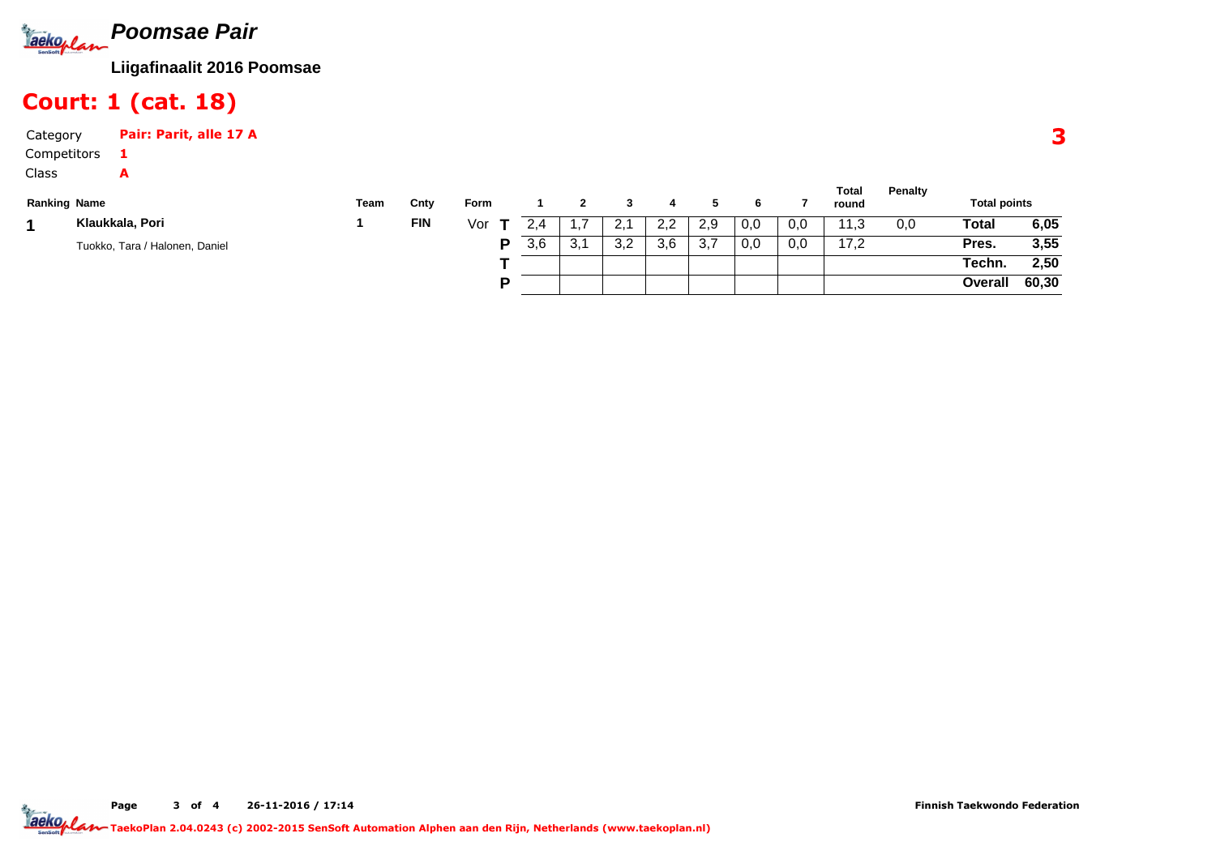## Poomsae Pair

**Liigafinaalit 2016 Poomsae**

# Court: 1 (cat. 18)

Category **Pair: Parit, alle 17 A**

Competitors **1**

Class **A**

**3**

| Ranking | Name | Team | Cnty | Form | | 1 | 2 | 3 | 4 | 5 | 6 | 7 | Total round | Penalty | Total points | |
|---|---|---|---|---|---|---|---|---|---|---|---|---|---|---|---|---|
| 1 | **Klaukkala, Pori** | 1 | FIN | Vor | T | 2,4 | 1,7 | 2,1 | 2,2 | 2,9 | 0,0 | 0,0 | 11,3 | 0,0 | Total | 6,05 |
| | Tuokko, Tara / Halonen, Daniel | | | | P | 3,6 | 3,1 | 3,2 | 3,6 | 3,7 | 0,0 | 0,0 | 17,2 | | Pres. | 3,55 |
| | | | | | T | | | | | | | | | | Techn. | 2,50 |
| | | | | | P | | | | | | | | | | Overall | 60,30 |

26-11-2016 / 17:14

Finnish Taekwondo Federation

TaekoPlan 2.04.0243 (c) 2002-2015 SenSoft Automation Alphen aan den Rijn, Netherlands (www.taekoplan.nl)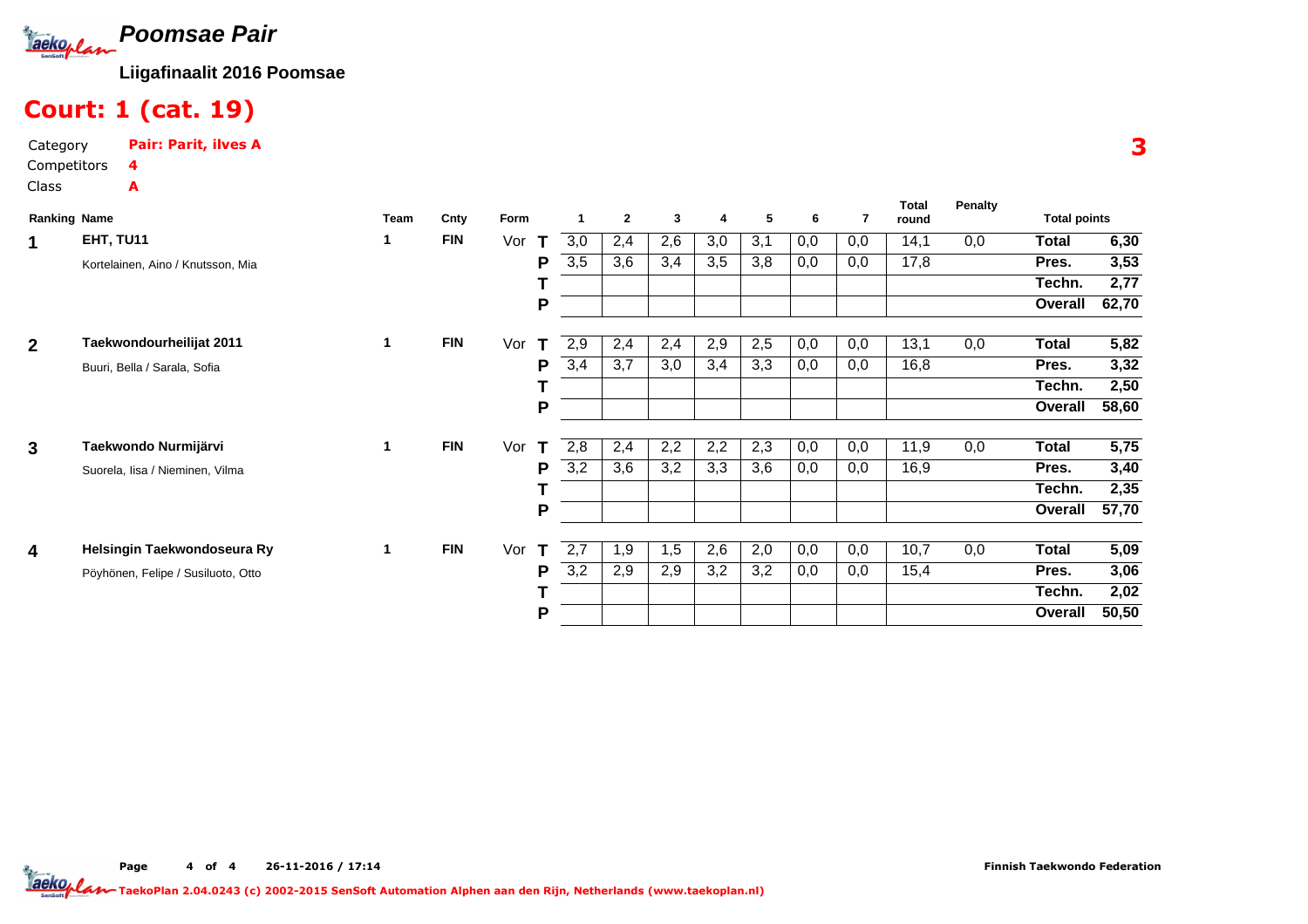# Poomsae Pair

**Liigafinaalit 2016 Poomsae**

## Court: 1 (cat. 19)

Category **Pair: Parit, ilves A**

Competitors **4**

Class **A**

**3**

| Ranking | Name | Team | Cnty | Form | | 1 | 2 | 3 | 4 | 5 | 6 | 7 | Total round | Penalty | Total points | |
|---|---|---|---|---|---|---|---|---|---|---|---|---|---|---|---|---|
| 1 | **EHT, TU11** | 1 | FIN | Vor | T | 3,0 | 2,4 | 2,6 | 3,0 | 3,1 | 0,0 | 0,0 | 14,1 | 0,0 | **Total** | **6,30** |
| | Kortelainen, Aino / Knutsson, Mia | | | | P | 3,5 | 3,6 | 3,4 | 3,5 | 3,8 | 0,0 | 0,0 | 17,8 | | **Pres.** | **3,53** |
| | | | | | T | | | | | | | | | | **Techn.** | **2,77** |
| | | | | | P | | | | | | | | | | **Overall** | **62,70** |
| 2 | **Taekwondourheilijat 2011** | 1 | FIN | Vor | T | 2,9 | 2,4 | 2,4 | 2,9 | 2,5 | 0,0 | 0,0 | 13,1 | 0,0 | **Total** | **5,82** |
| | Buuri, Bella / Sarala, Sofia | | | | P | 3,4 | 3,7 | 3,0 | 3,4 | 3,3 | 0,0 | 0,0 | 16,8 | | **Pres.** | **3,32** |
| | | | | | T | | | | | | | | | | **Techn.** | **2,50** |
| | | | | | P | | | | | | | | | | **Overall** | **58,60** |
| 3 | **Taekwondo Nurmijärvi** | 1 | FIN | Vor | T | 2,8 | 2,4 | 2,2 | 2,2 | 2,3 | 0,0 | 0,0 | 11,9 | 0,0 | **Total** | **5,75** |
| | Suorela, Iisa / Nieminen, Vilma | | | | P | 3,2 | 3,6 | 3,2 | 3,3 | 3,6 | 0,0 | 0,0 | 16,9 | | **Pres.** | **3,40** |
| | | | | | T | | | | | | | | | | **Techn.** | **2,35** |
| | | | | | P | | | | | | | | | | **Overall** | **57,70** |
| 4 | **Helsingin Taekwondoseura Ry** | 1 | FIN | Vor | T | 2,7 | 1,9 | 1,5 | 2,6 | 2,0 | 0,0 | 0,0 | 10,7 | 0,0 | **Total** | **5,09** |
| | Pöyhönen, Felipe / Susiluoto, Otto | | | | P | 3,2 | 2,9 | 2,9 | 3,2 | 3,2 | 0,0 | 0,0 | 15,4 | | **Pres.** | **3,06** |
| | | | | | T | | | | | | | | | | **Techn.** | **2,02** |
| | | | | | P | | | | | | | | | | **Overall** | **50,50** |

26-11-2016 / 17:14

Finnish Taekwondo Federation

TaekoPlan 2.04.0243 (c) 2002-2015 SenSoft Automation Alphen aan den Rijn, Netherlands (www.taekoplan.nl)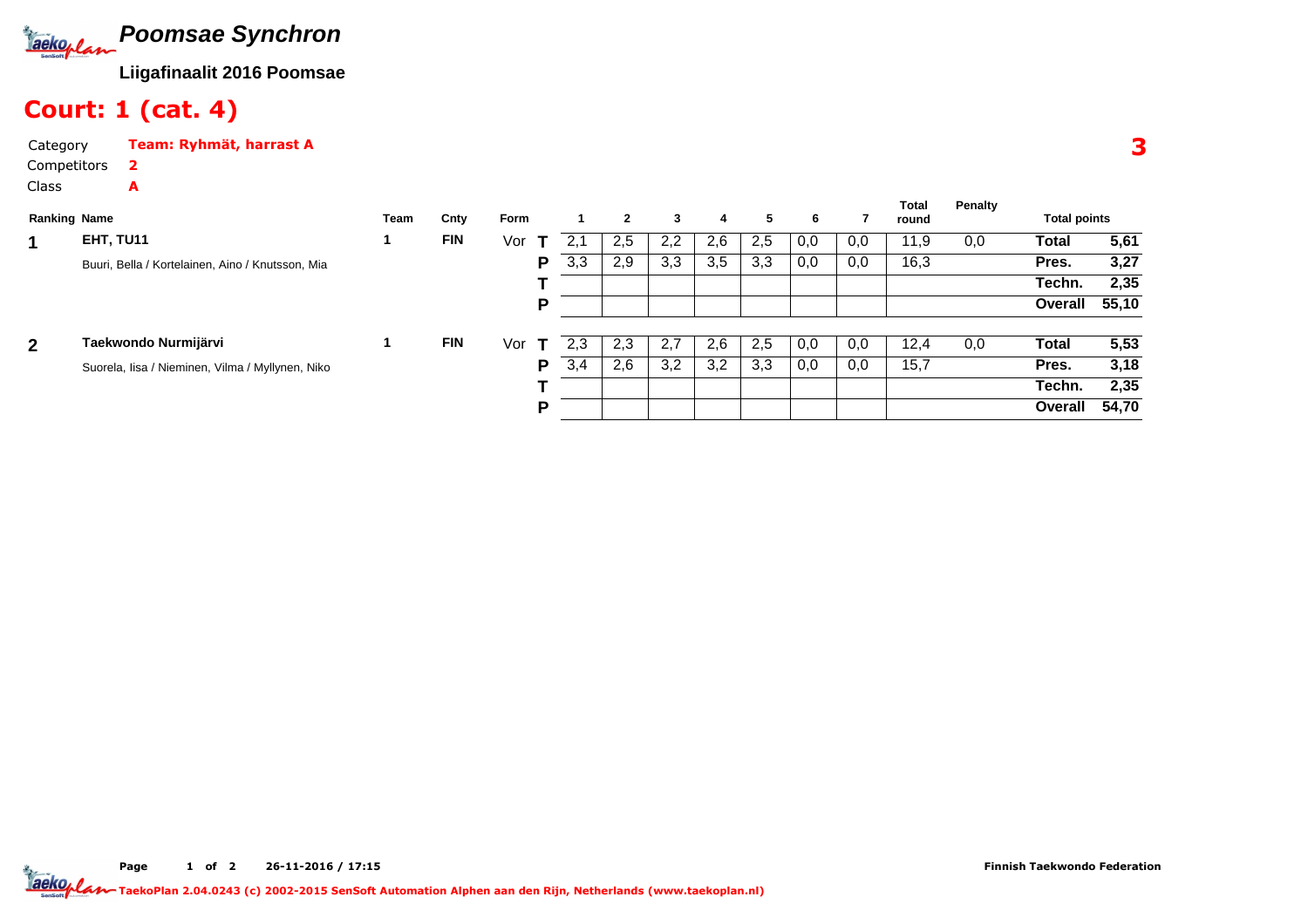# Poomsae Synchron

**Liigafinaalit 2016 Poomsae**

## Court: 1 (cat. 4)

Category **Team: Ryhmät, harrast A**

Competitors **2**

Class **A**

**3**

| Ranking | Name | Team | Cnty | Form | | 1 | 2 | 3 | 4 | 5 | 6 | 7 | Total round | Penalty | Total points | |
|---|---|---|---|---|---|---|---|---|---|---|---|---|---|---|---|---|
| **1** | **EHT, TU11** | 1 | **FIN** | Vor | **T** | 2,1 | 2,5 | 2,2 | 2,6 | 2,5 | 0,0 | 0,0 | 11,9 | 0,0 | **Total** | **5,61** |
| | Buuri, Bella / Kortelainen, Aino / Knutsson, Mia | | | | **P** | 3,3 | 2,9 | 3,3 | 3,5 | 3,3 | 0,0 | 0,0 | 16,3 | | **Pres.** | **3,27** |
| | | | | | **T** | | | | | | | | | | **Techn.** | **2,35** |
| | | | | | **P** | | | | | | | | | | **Overall** | **55,10** |
| **2** | **Taekwondo Nurmijärvi** | 1 | **FIN** | Vor | **T** | 2,3 | 2,3 | 2,7 | 2,6 | 2,5 | 0,0 | 0,0 | 12,4 | 0,0 | **Total** | **5,53** |
| | Suorela, Iisa / Nieminen, Vilma / Myllynen, Niko | | | | **P** | 3,4 | 2,6 | 3,2 | 3,2 | 3,3 | 0,0 | 0,0 | 15,7 | | **Pres.** | **3,18** |
| | | | | | **T** | | | | | | | | | | **Techn.** | **2,35** |
| | | | | | **P** | | | | | | | | | | **Overall** | **54,70** |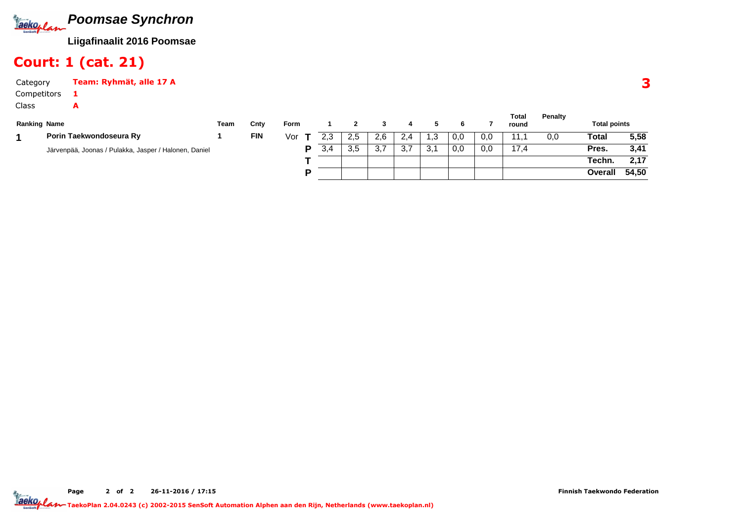# Poomsae Synchron

**Liigafinaalit 2016 Poomsae**

## Court: 1 (cat. 21)

Category **Team: Ryhmät, alle 17 A**

Competitors **1**

Class **A**

**3**

| Ranking | Name | Team | Cnty | Form | | 1 | 2 | 3 | 4 | 5 | 6 | 7 | Total round | Penalty | Total points | |
|---|---|---|---|---|---|---|---|---|---|---|---|---|---|---|---|---|
| **1** | **Porin Taekwondoseura Ry** | 1 | **FIN** | Vor | **T** | 2,3 | 2,5 | 2,6 | 2,4 | 1,3 | 0,0 | 0,0 | 11,1 | 0,0 | **Total** | **5,58** |
| | Järvenpää, Joonas / Pulakka, Jasper / Halonen, Daniel | | | | **P** | 3,4 | 3,5 | 3,7 | 3,7 | 3,1 | 0,0 | 0,0 | 17,4 | | **Pres.** | **3,41** |
| | | | | | **T** | | | | | | | | | | **Techn.** | **2,17** |
| | | | | | **P** | | | | | | | | | | **Overall** | **54,50** |

Page 2 of 2 26-11-2016 / 17:15

Finnish Taekwondo Federation

TaekoPlan 2.04.0243 (c) 2002-2015 SenSoft Automation Alphen aan den Rijn, Netherlands (www.taekoplan.nl)